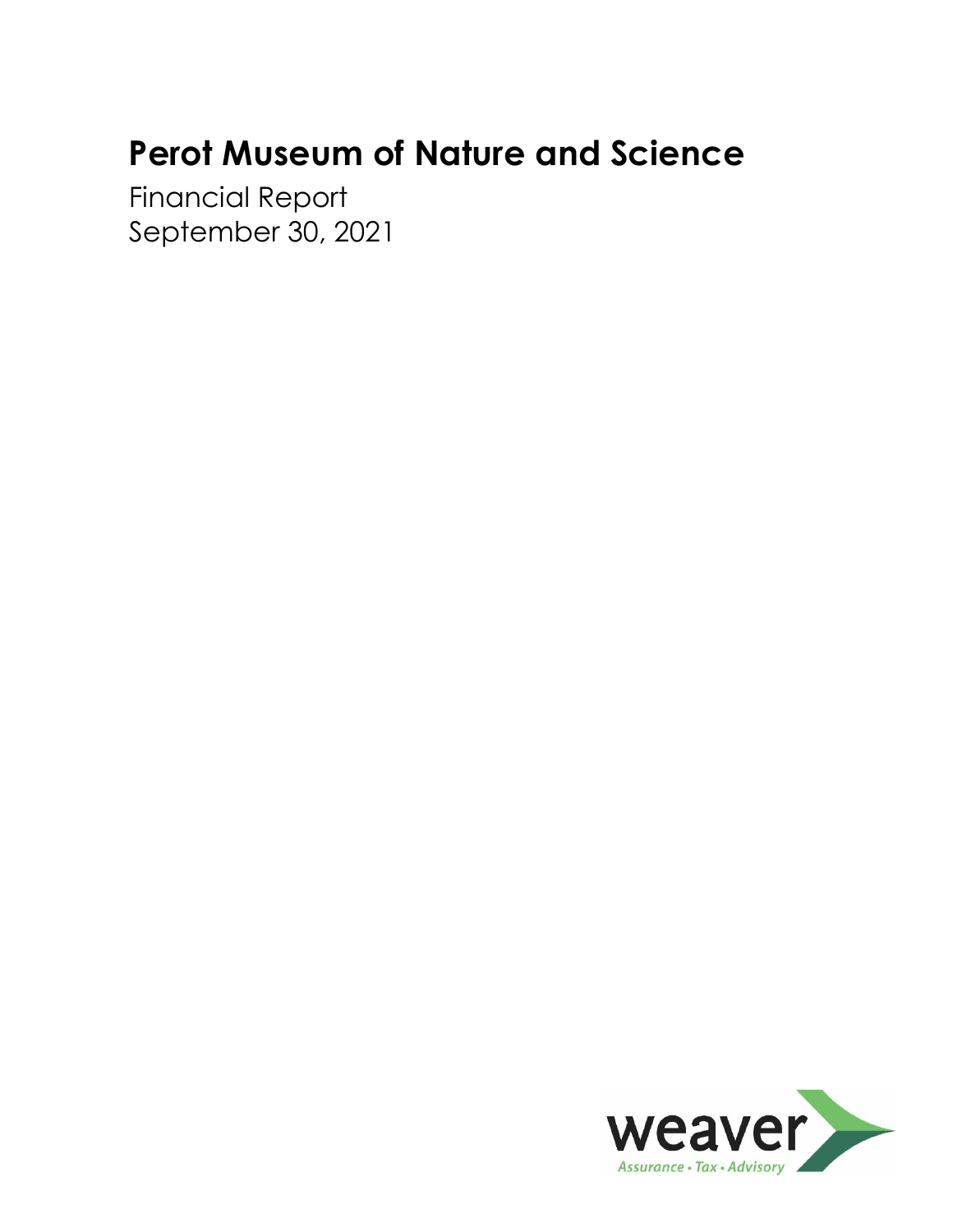# Perot Museum of Nature and Science

Financial Report
September 30, 2021

weaver
Assurance • Tax • Advisory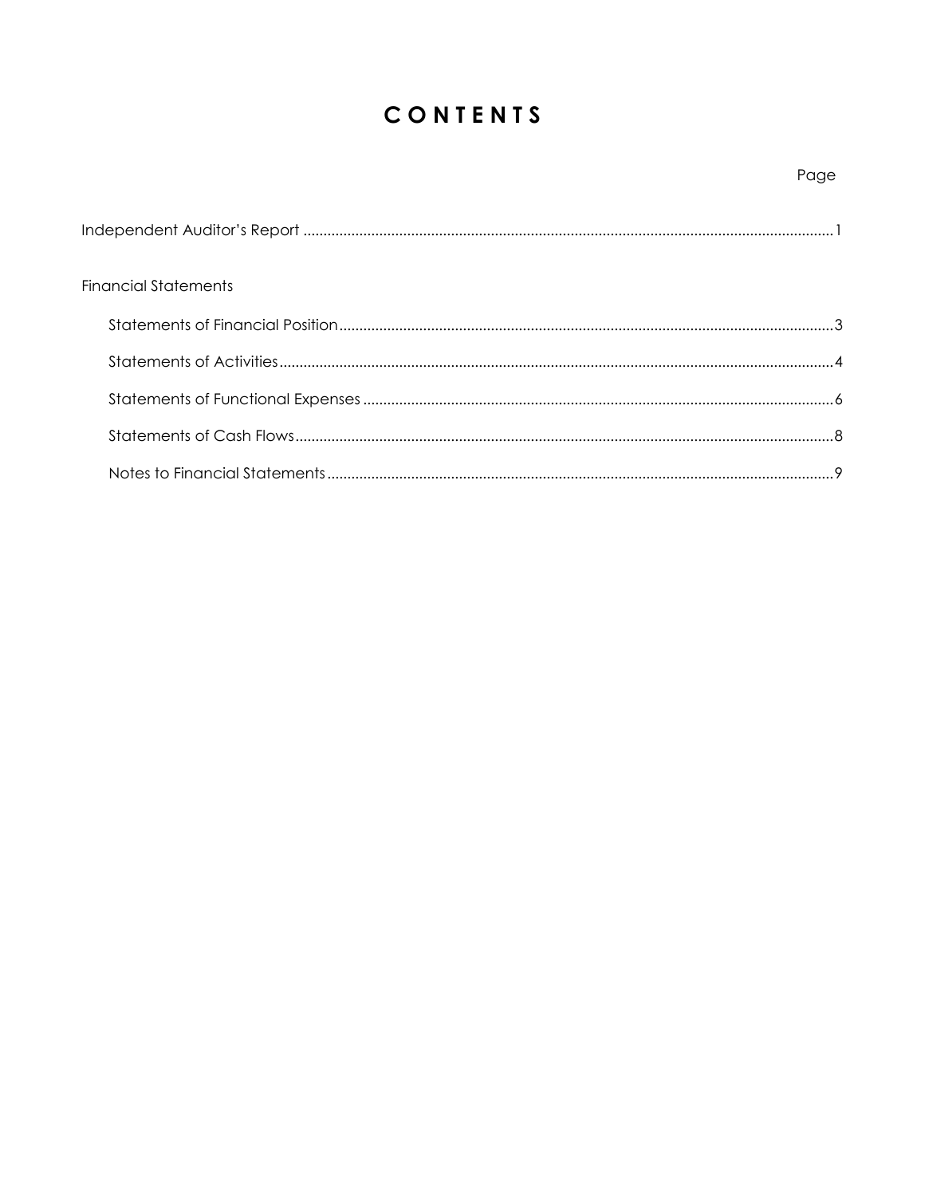# CONTENTS

| | Page |
|---|---|
| Independent Auditor's Report | 1 |
| **Financial Statements** | |
| Statements of Financial Position | 3 |
| Statements of Activities | 4 |
| Statements of Functional Expenses | 6 |
| Statements of Cash Flows | 8 |
| Notes to Financial Statements | 9 |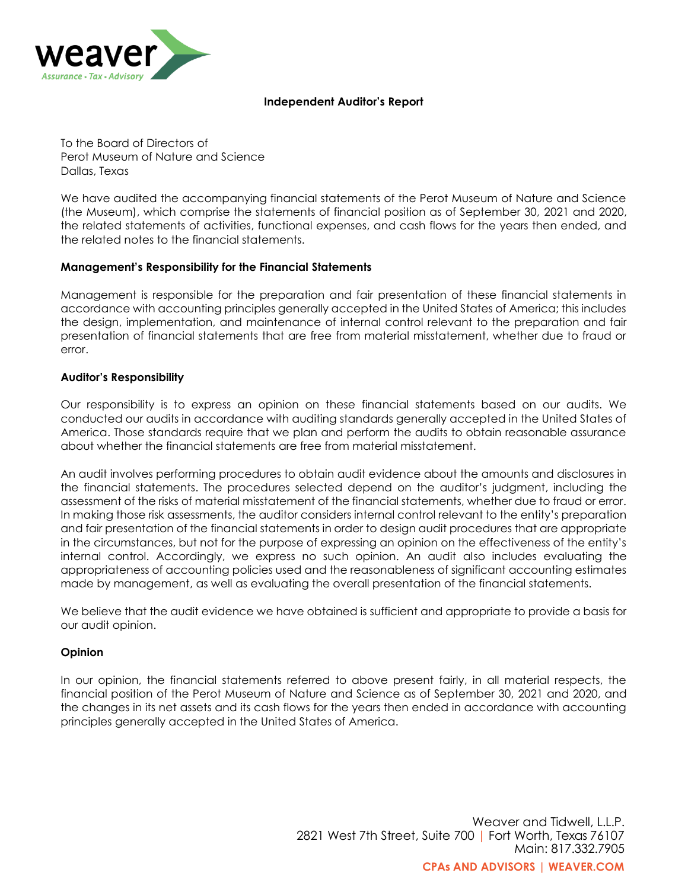## Independent Auditor's Report

To the Board of Directors of
Perot Museum of Nature and Science
Dallas, Texas

We have audited the accompanying financial statements of the Perot Museum of Nature and Science (the Museum), which comprise the statements of financial position as of September 30, 2021 and 2020, the related statements of activities, functional expenses, and cash flows for the years then ended, and the related notes to the financial statements.

### Management's Responsibility for the Financial Statements

Management is responsible for the preparation and fair presentation of these financial statements in accordance with accounting principles generally accepted in the United States of America; this includes the design, implementation, and maintenance of internal control relevant to the preparation and fair presentation of financial statements that are free from material misstatement, whether due to fraud or error.

### Auditor's Responsibility

Our responsibility is to express an opinion on these financial statements based on our audits. We conducted our audits in accordance with auditing standards generally accepted in the United States of America. Those standards require that we plan and perform the audits to obtain reasonable assurance about whether the financial statements are free from material misstatement.

An audit involves performing procedures to obtain audit evidence about the amounts and disclosures in the financial statements. The procedures selected depend on the auditor's judgment, including the assessment of the risks of material misstatement of the financial statements, whether due to fraud or error. In making those risk assessments, the auditor considers internal control relevant to the entity's preparation and fair presentation of the financial statements in order to design audit procedures that are appropriate in the circumstances, but not for the purpose of expressing an opinion on the effectiveness of the entity's internal control. Accordingly, we express no such opinion. An audit also includes evaluating the appropriateness of accounting policies used and the reasonableness of significant accounting estimates made by management, as well as evaluating the overall presentation of the financial statements.

We believe that the audit evidence we have obtained is sufficient and appropriate to provide a basis for our audit opinion.

### Opinion

In our opinion, the financial statements referred to above present fairly, in all material respects, the financial position of the Perot Museum of Nature and Science as of September 30, 2021 and 2020, and the changes in its net assets and its cash flows for the years then ended in accordance with accounting principles generally accepted in the United States of America.

Weaver and Tidwell, L.L.P.
2821 West 7th Street, Suite 700 | Fort Worth, Texas 76107
Main: 817.332.7905

CPAs AND ADVISORS | WEAVER.COM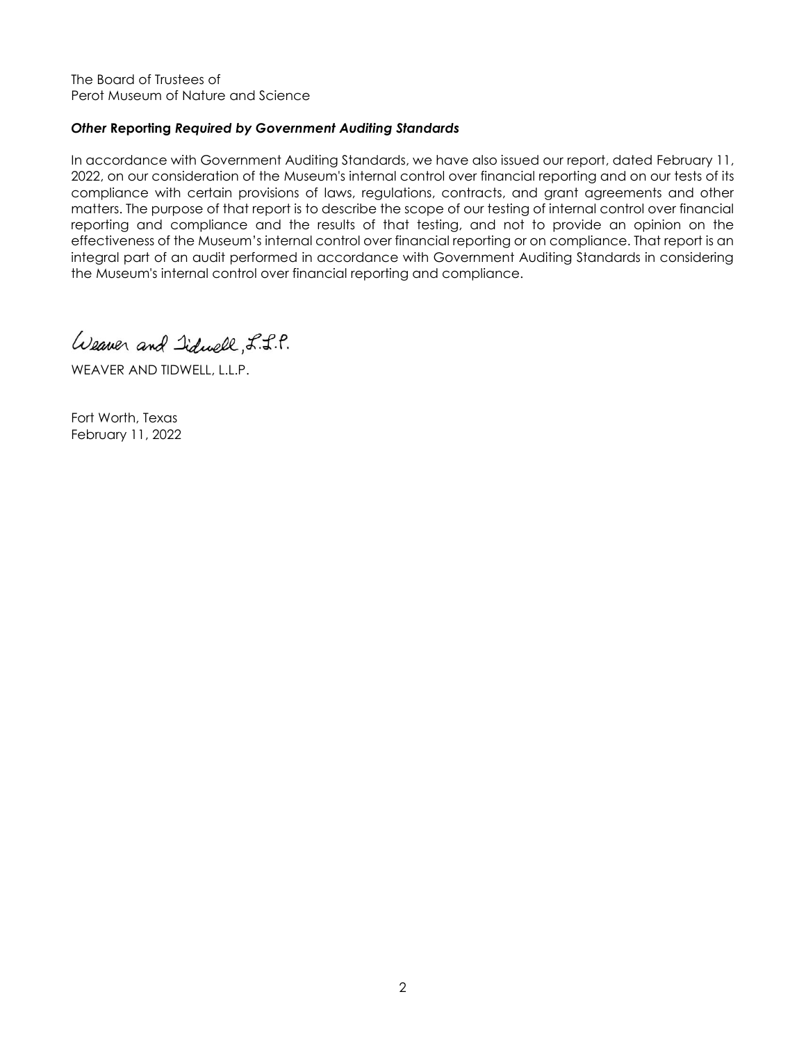The Board of Trustees of
Perot Museum of Nature and Science

### *Other* **Reporting** *Required by Government Auditing Standards*

In accordance with Government Auditing Standards, we have also issued our report, dated February 11, 2022, on our consideration of the Museum's internal control over financial reporting and on our tests of its compliance with certain provisions of laws, regulations, contracts, and grant agreements and other matters. The purpose of that report is to describe the scope of our testing of internal control over financial reporting and compliance and the results of that testing, and not to provide an opinion on the effectiveness of the Museum's internal control over financial reporting or on compliance. That report is an integral part of an audit performed in accordance with Government Auditing Standards in considering the Museum's internal control over financial reporting and compliance.

Weaver and Tidwell, L.L.P.

WEAVER AND TIDWELL, L.L.P.

Fort Worth, Texas
February 11, 2022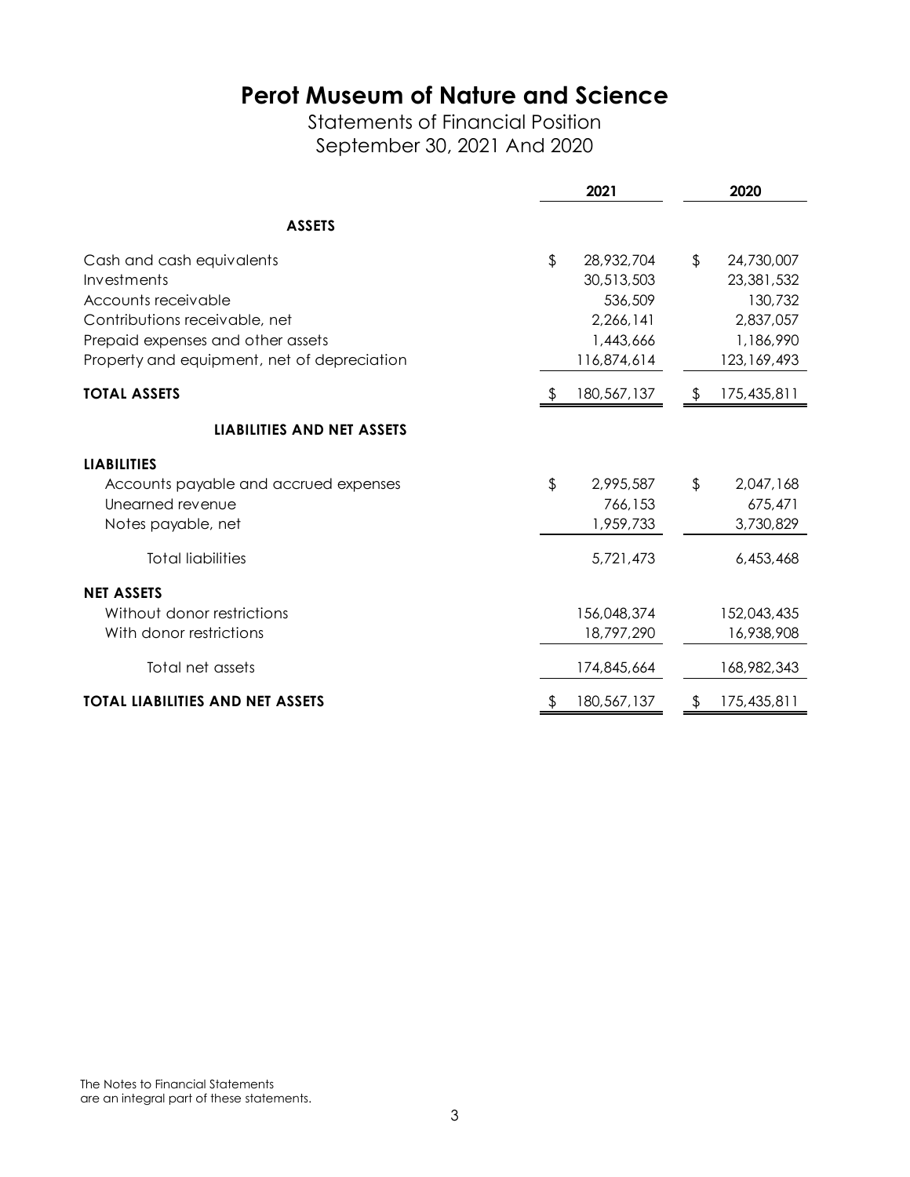# Perot Museum of Nature and Science

Statements of Financial Position
September 30, 2021 And 2020

| | 2021 | 2020 |
|---|---|---|
| **ASSETS** | | |
| Cash and cash equivalents | $ 28,932,704 | $ 24,730,007 |
| Investments | 30,513,503 | 23,381,532 |
| Accounts receivable | 536,509 | 130,732 |
| Contributions receivable, net | 2,266,141 | 2,837,057 |
| Prepaid expenses and other assets | 1,443,666 | 1,186,990 |
| Property and equipment, net of depreciation | 116,874,614 | 123,169,493 |
| **TOTAL ASSETS** | $ 180,567,137 | $ 175,435,811 |
| **LIABILITIES AND NET ASSETS** | | |
| **LIABILITIES** | | |
| Accounts payable and accrued expenses | $ 2,995,587 | $ 2,047,168 |
| Unearned revenue | 766,153 | 675,471 |
| Notes payable, net | 1,959,733 | 3,730,829 |
| Total liabilities | 5,721,473 | 6,453,468 |
| **NET ASSETS** | | |
| Without donor restrictions | 156,048,374 | 152,043,435 |
| With donor restrictions | 18,797,290 | 16,938,908 |
| Total net assets | 174,845,664 | 168,982,343 |
| **TOTAL LIABILITIES AND NET ASSETS** | $ 180,567,137 | $ 175,435,811 |

The Notes to Financial Statements
are an integral part of these statements.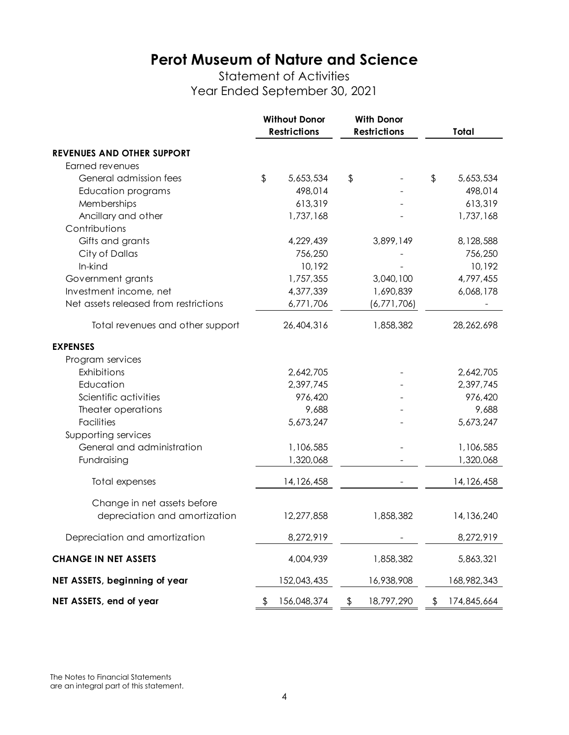# Perot Museum of Nature and Science

Statement of Activities
Year Ended September 30, 2021

| | Without Donor Restrictions | With Donor Restrictions | Total |
|---|---|---|---|
| **REVENUES AND OTHER SUPPORT** | | | |
| Earned revenues | | | |
| General admission fees | $ 5,653,534 | $ - | $ 5,653,534 |
| Education programs | 498,014 | - | 498,014 |
| Memberships | 613,319 | - | 613,319 |
| Ancillary and other | 1,737,168 | - | 1,737,168 |
| Contributions | | | |
| Gifts and grants | 4,229,439 | 3,899,149 | 8,128,588 |
| City of Dallas | 756,250 | - | 756,250 |
| In-kind | 10,192 | - | 10,192 |
| Government grants | 1,757,355 | 3,040,100 | 4,797,455 |
| Investment income, net | 4,377,339 | 1,690,839 | 6,068,178 |
| Net assets released from restrictions | 6,771,706 | (6,771,706) | - |
| Total revenues and other support | 26,404,316 | 1,858,382 | 28,262,698 |
| **EXPENSES** | | | |
| Program services | | | |
| Exhibitions | 2,642,705 | - | 2,642,705 |
| Education | 2,397,745 | - | 2,397,745 |
| Scientific activities | 976,420 | - | 976,420 |
| Theater operations | 9,688 | - | 9,688 |
| Facilities | 5,673,247 | - | 5,673,247 |
| Supporting services | | | |
| General and administration | 1,106,585 | - | 1,106,585 |
| Fundraising | 1,320,068 | - | 1,320,068 |
| Total expenses | 14,126,458 | - | 14,126,458 |
| Change in net assets before depreciation and amortization | 12,277,858 | 1,858,382 | 14,136,240 |
| Depreciation and amortization | 8,272,919 | - | 8,272,919 |
| **CHANGE IN NET ASSETS** | 4,004,939 | 1,858,382 | 5,863,321 |
| **NET ASSETS, beginning of year** | 152,043,435 | 16,938,908 | 168,982,343 |
| **NET ASSETS, end of year** | $ 156,048,374 | $ 18,797,290 | $ 174,845,664 |

The Notes to Financial Statements are an integral part of this statement.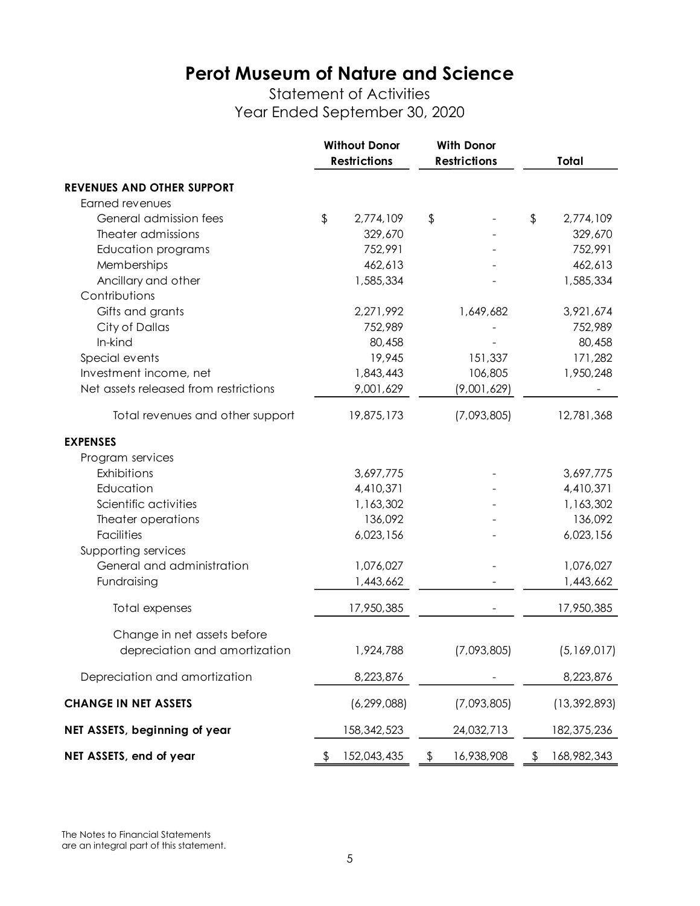# Perot Museum of Nature and Science

Statement of Activities

Year Ended September 30, 2020

| | Without Donor Restrictions | With Donor Restrictions | Total |
|---|---|---|---|
| **REVENUES AND OTHER SUPPORT** | | | |
| Earned revenues | | | |
| General admission fees | $ 2,774,109 | $ - | $ 2,774,109 |
| Theater admissions | 329,670 | - | 329,670 |
| Education programs | 752,991 | - | 752,991 |
| Memberships | 462,613 | - | 462,613 |
| Ancillary and other | 1,585,334 | - | 1,585,334 |
| Contributions | | | |
| Gifts and grants | 2,271,992 | 1,649,682 | 3,921,674 |
| City of Dallas | 752,989 | - | 752,989 |
| In-kind | 80,458 | - | 80,458 |
| Special events | 19,945 | 151,337 | 171,282 |
| Investment income, net | 1,843,443 | 106,805 | 1,950,248 |
| Net assets released from restrictions | 9,001,629 | (9,001,629) | - |
| Total revenues and other support | 19,875,173 | (7,093,805) | 12,781,368 |
| **EXPENSES** | | | |
| Program services | | | |
| Exhibitions | 3,697,775 | - | 3,697,775 |
| Education | 4,410,371 | - | 4,410,371 |
| Scientific activities | 1,163,302 | - | 1,163,302 |
| Theater operations | 136,092 | - | 136,092 |
| Facilities | 6,023,156 | - | 6,023,156 |
| Supporting services | | | |
| General and administration | 1,076,027 | - | 1,076,027 |
| Fundraising | 1,443,662 | - | 1,443,662 |
| Total expenses | 17,950,385 | - | 17,950,385 |
| Change in net assets before depreciation and amortization | 1,924,788 | (7,093,805) | (5,169,017) |
| Depreciation and amortization | 8,223,876 | - | 8,223,876 |
| **CHANGE IN NET ASSETS** | (6,299,088) | (7,093,805) | (13,392,893) |
| **NET ASSETS, beginning of year** | 158,342,523 | 24,032,713 | 182,375,236 |
| **NET ASSETS, end of year** | $ 152,043,435 | $ 16,938,908 | $ 168,982,343 |

The Notes to Financial Statements are an integral part of this statement.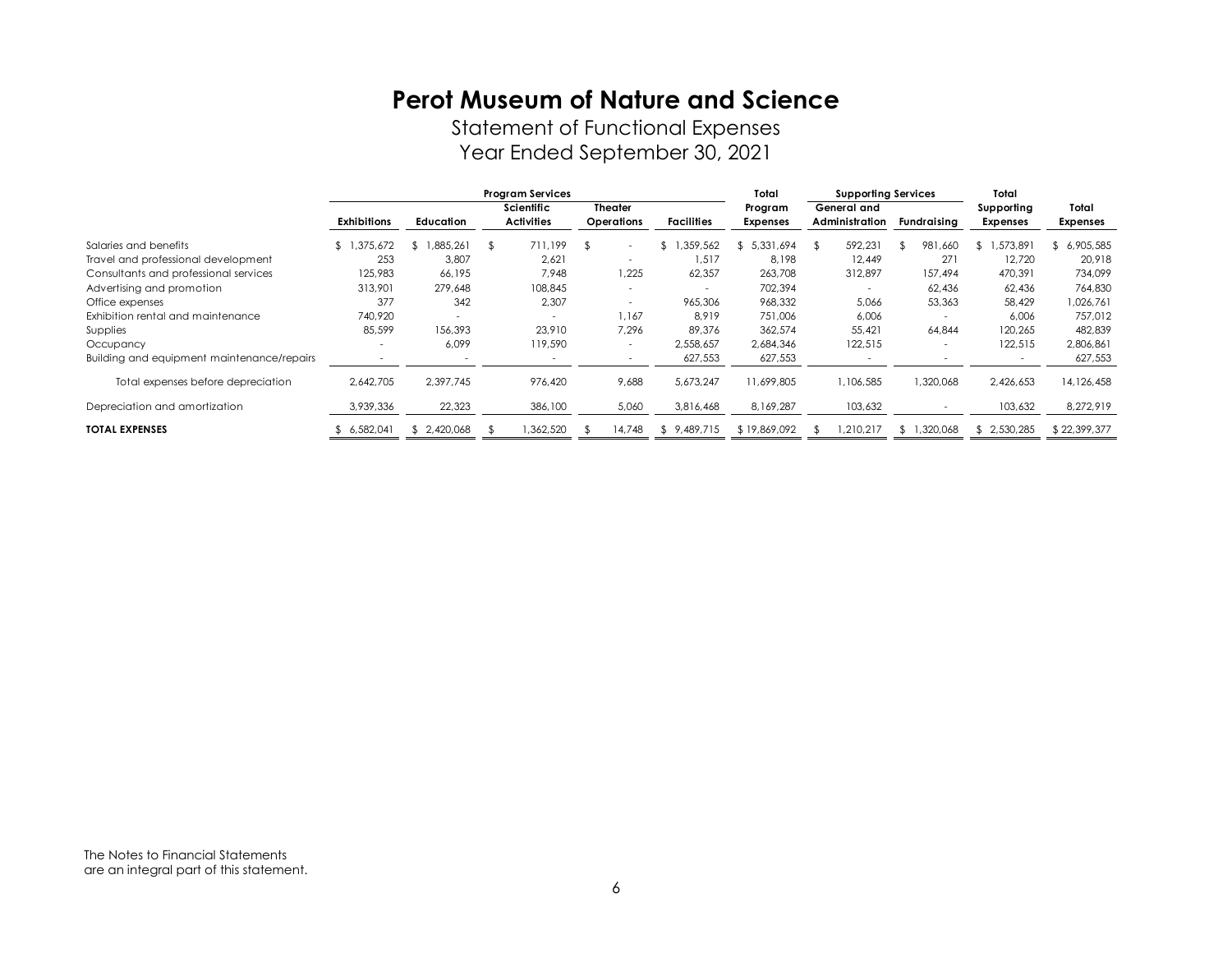# Perot Museum of Nature and Science

Statement of Functional Expenses

Year Ended September 30, 2021

| | Program Services | | | | | Total | Supporting Services | | Total | |
|---|---|---|---|---|---|---|---|---|---|---|
| | Exhibitions | Education | Scientific Activities | Theater Operations | Facilities | Program Expenses | General and Administration | Fundraising | Supporting Expenses | Total Expenses |
| Salaries and benefits | $ 1,375,672 | $ 1,885,261 | $ 711,199 | $ - | $ 1,359,562 | $ 5,331,694 | $ 592,231 | $ 981,660 | $ 1,573,891 | $ 6,905,585 |
| Travel and professional development | 253 | 3,807 | 2,621 | - | 1,517 | 8,198 | 12,449 | 271 | 12,720 | 20,918 |
| Consultants and professional services | 125,983 | 66,195 | 7,948 | 1,225 | 62,357 | 263,708 | 312,897 | 157,494 | 470,391 | 734,099 |
| Advertising and promotion | 313,901 | 279,648 | 108,845 | - | - | 702,394 | - | 62,436 | 62,436 | 764,830 |
| Office expenses | 377 | 342 | 2,307 | - | 965,306 | 968,332 | 5,066 | 53,363 | 58,429 | 1,026,761 |
| Exhibition rental and maintenance | 740,920 | - | - | 1,167 | 8,919 | 751,006 | 6,006 | - | 6,006 | 757,012 |
| Supplies | 85,599 | 156,393 | 23,910 | 7,296 | 89,376 | 362,574 | 55,421 | 64,844 | 120,265 | 482,839 |
| Occupancy | - | 6,099 | 119,590 | - | 2,558,657 | 2,684,346 | 122,515 | - | 122,515 | 2,806,861 |
| Building and equipment maintenance/repairs | - | - | - | - | 627,553 | 627,553 | - | - | - | 627,553 |
| Total expenses before depreciation | 2,642,705 | 2,397,745 | 976,420 | 9,688 | 5,673,247 | 11,699,805 | 1,106,585 | 1,320,068 | 2,426,653 | 14,126,458 |
| Depreciation and amortization | 3,939,336 | 22,323 | 386,100 | 5,060 | 3,816,468 | 8,169,287 | 103,632 | - | 103,632 | 8,272,919 |
| **TOTAL EXPENSES** | $ 6,582,041 | $ 2,420,068 | $ 1,362,520 | $ 14,748 | $ 9,489,715 | $ 19,869,092 | $ 1,210,217 | $ 1,320,068 | $ 2,530,285 | $ 22,399,377 |

The Notes to Financial Statements are an integral part of this statement.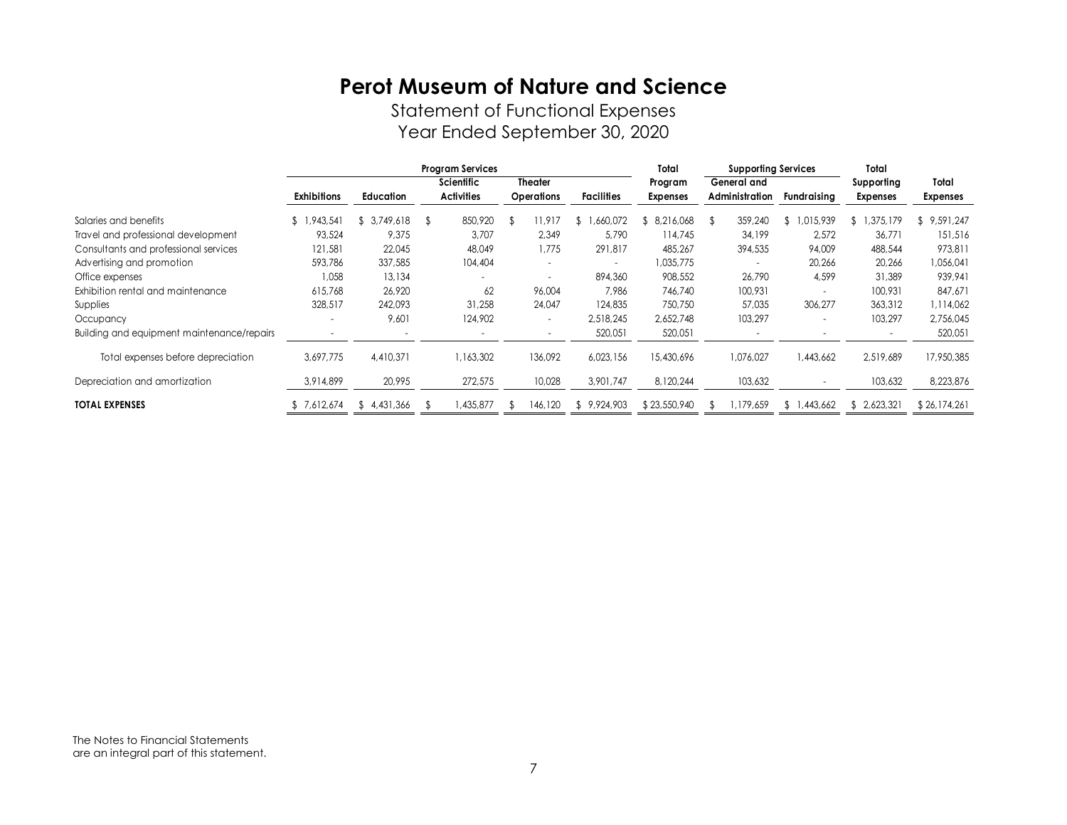# Perot Museum of Nature and Science

Statement of Functional Expenses
Year Ended September 30, 2020

| | Program Services | | | | | Total | Supporting Services | | Total | |
|---|---|---|---|---|---|---|---|---|---|---|
| | Exhibitions | Education | Scientific Activities | Theater Operations | Facilities | Program Expenses | General and Administration | Fundraising | Supporting Expenses | Total Expenses |
| Salaries and benefits | $ 1,943,541 | $ 3,749,618 | $ 850,920 | $ 11,917 | $ 1,660,072 | $ 8,216,068 | $ 359,240 | $ 1,015,939 | $ 1,375,179 | $ 9,591,247 |
| Travel and professional development | 93,524 | 9,375 | 3,707 | 2,349 | 5,790 | 114,745 | 34,199 | 2,572 | 36,771 | 151,516 |
| Consultants and professional services | 121,581 | 22,045 | 48,049 | 1,775 | 291,817 | 485,267 | 394,535 | 94,009 | 488,544 | 973,811 |
| Advertising and promotion | 593,786 | 337,585 | 104,404 | - | - | 1,035,775 | - | 20,266 | 20,266 | 1,056,041 |
| Office expenses | 1,058 | 13,134 | - | - | 894,360 | 908,552 | 26,790 | 4,599 | 31,389 | 939,941 |
| Exhibition rental and maintenance | 615,768 | 26,920 | 62 | 96,004 | 7,986 | 746,740 | 100,931 | - | 100,931 | 847,671 |
| Supplies | 328,517 | 242,093 | 31,258 | 24,047 | 124,835 | 750,750 | 57,035 | 306,277 | 363,312 | 1,114,062 |
| Occupancy | - | 9,601 | 124,902 | - | 2,518,245 | 2,652,748 | 103,297 | - | 103,297 | 2,756,045 |
| Building and equipment maintenance/repairs | - | - | - | - | 520,051 | 520,051 | - | - | - | 520,051 |
| Total expenses before depreciation | 3,697,775 | 4,410,371 | 1,163,302 | 136,092 | 6,023,156 | 15,430,696 | 1,076,027 | 1,443,662 | 2,519,689 | 17,950,385 |
| Depreciation and amortization | 3,914,899 | 20,995 | 272,575 | 10,028 | 3,901,747 | 8,120,244 | 103,632 | - | 103,632 | 8,223,876 |
| **TOTAL EXPENSES** | $ 7,612,674 | $ 4,431,366 | $ 1,435,877 | $ 146,120 | $ 9,924,903 | $ 23,550,940 | $ 1,179,659 | $ 1,443,662 | $ 2,623,321 | $ 26,174,261 |

The Notes to Financial Statements
are an integral part of this statement.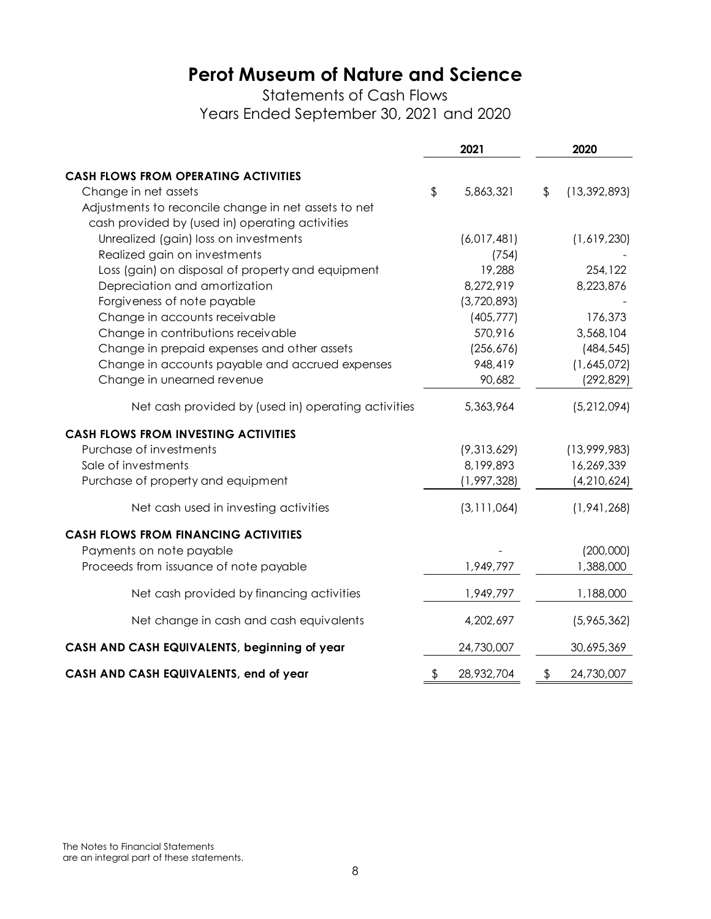# Perot Museum of Nature and Science

Statements of Cash Flows
Years Ended September 30, 2021 and 2020

| | 2021 | 2020 |
|---|---|---|
| **CASH FLOWS FROM OPERATING ACTIVITIES** | | |
| Change in net assets | $ 5,863,321 | $ (13,392,893) |
| Adjustments to reconcile change in net assets to net cash provided by (used in) operating activities | | |
| Unrealized (gain) loss on investments | (6,017,481) | (1,619,230) |
| Realized gain on investments | (754) | - |
| Loss (gain) on disposal of property and equipment | 19,288 | 254,122 |
| Depreciation and amortization | 8,272,919 | 8,223,876 |
| Forgiveness of note payable | (3,720,893) | - |
| Change in accounts receivable | (405,777) | 176,373 |
| Change in contributions receivable | 570,916 | 3,568,104 |
| Change in prepaid expenses and other assets | (256,676) | (484,545) |
| Change in accounts payable and accrued expenses | 948,419 | (1,645,072) |
| Change in unearned revenue | 90,682 | (292,829) |
| Net cash provided by (used in) operating activities | 5,363,964 | (5,212,094) |
| **CASH FLOWS FROM INVESTING ACTIVITIES** | | |
| Purchase of investments | (9,313,629) | (13,999,983) |
| Sale of investments | 8,199,893 | 16,269,339 |
| Purchase of property and equipment | (1,997,328) | (4,210,624) |
| Net cash used in investing activities | (3,111,064) | (1,941,268) |
| **CASH FLOWS FROM FINANCING ACTIVITIES** | | |
| Payments on note payable | - | (200,000) |
| Proceeds from issuance of note payable | 1,949,797 | 1,388,000 |
| Net cash provided by financing activities | 1,949,797 | 1,188,000 |
| Net change in cash and cash equivalents | 4,202,697 | (5,965,362) |
| **CASH AND CASH EQUIVALENTS, beginning of year** | 24,730,007 | 30,695,369 |
| **CASH AND CASH EQUIVALENTS, end of year** | $ 28,932,704 | $ 24,730,007 |

The Notes to Financial Statements are an integral part of these statements.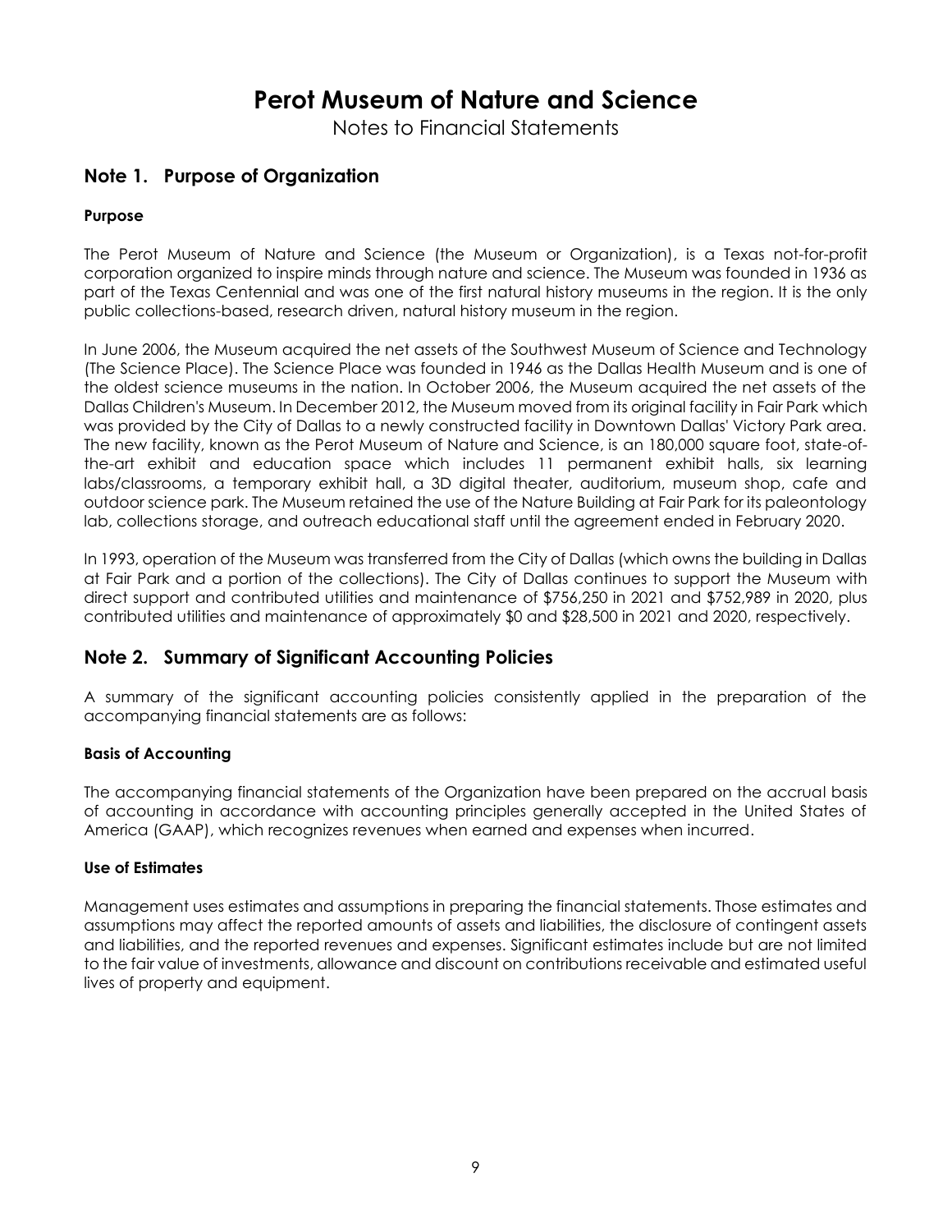# Perot Museum of Nature and Science

Notes to Financial Statements

## Note 1. Purpose of Organization

### Purpose

The Perot Museum of Nature and Science (the Museum or Organization), is a Texas not-for-profit corporation organized to inspire minds through nature and science. The Museum was founded in 1936 as part of the Texas Centennial and was one of the first natural history museums in the region. It is the only public collections-based, research driven, natural history museum in the region.

In June 2006, the Museum acquired the net assets of the Southwest Museum of Science and Technology (The Science Place). The Science Place was founded in 1946 as the Dallas Health Museum and is one of the oldest science museums in the nation. In October 2006, the Museum acquired the net assets of the Dallas Children's Museum. In December 2012, the Museum moved from its original facility in Fair Park which was provided by the City of Dallas to a newly constructed facility in Downtown Dallas' Victory Park area. The new facility, known as the Perot Museum of Nature and Science, is an 180,000 square foot, state-of-the-art exhibit and education space which includes 11 permanent exhibit halls, six learning labs/classrooms, a temporary exhibit hall, a 3D digital theater, auditorium, museum shop, cafe and outdoor science park. The Museum retained the use of the Nature Building at Fair Park for its paleontology lab, collections storage, and outreach educational staff until the agreement ended in February 2020.

In 1993, operation of the Museum was transferred from the City of Dallas (which owns the building in Dallas at Fair Park and a portion of the collections). The City of Dallas continues to support the Museum with direct support and contributed utilities and maintenance of $756,250 in 2021 and $752,989 in 2020, plus contributed utilities and maintenance of approximately $0 and $28,500 in 2021 and 2020, respectively.

## Note 2. Summary of Significant Accounting Policies

A summary of the significant accounting policies consistently applied in the preparation of the accompanying financial statements are as follows:

### Basis of Accounting

The accompanying financial statements of the Organization have been prepared on the accrual basis of accounting in accordance with accounting principles generally accepted in the United States of America (GAAP), which recognizes revenues when earned and expenses when incurred.

### Use of Estimates

Management uses estimates and assumptions in preparing the financial statements. Those estimates and assumptions may affect the reported amounts of assets and liabilities, the disclosure of contingent assets and liabilities, and the reported revenues and expenses. Significant estimates include but are not limited to the fair value of investments, allowance and discount on contributions receivable and estimated useful lives of property and equipment.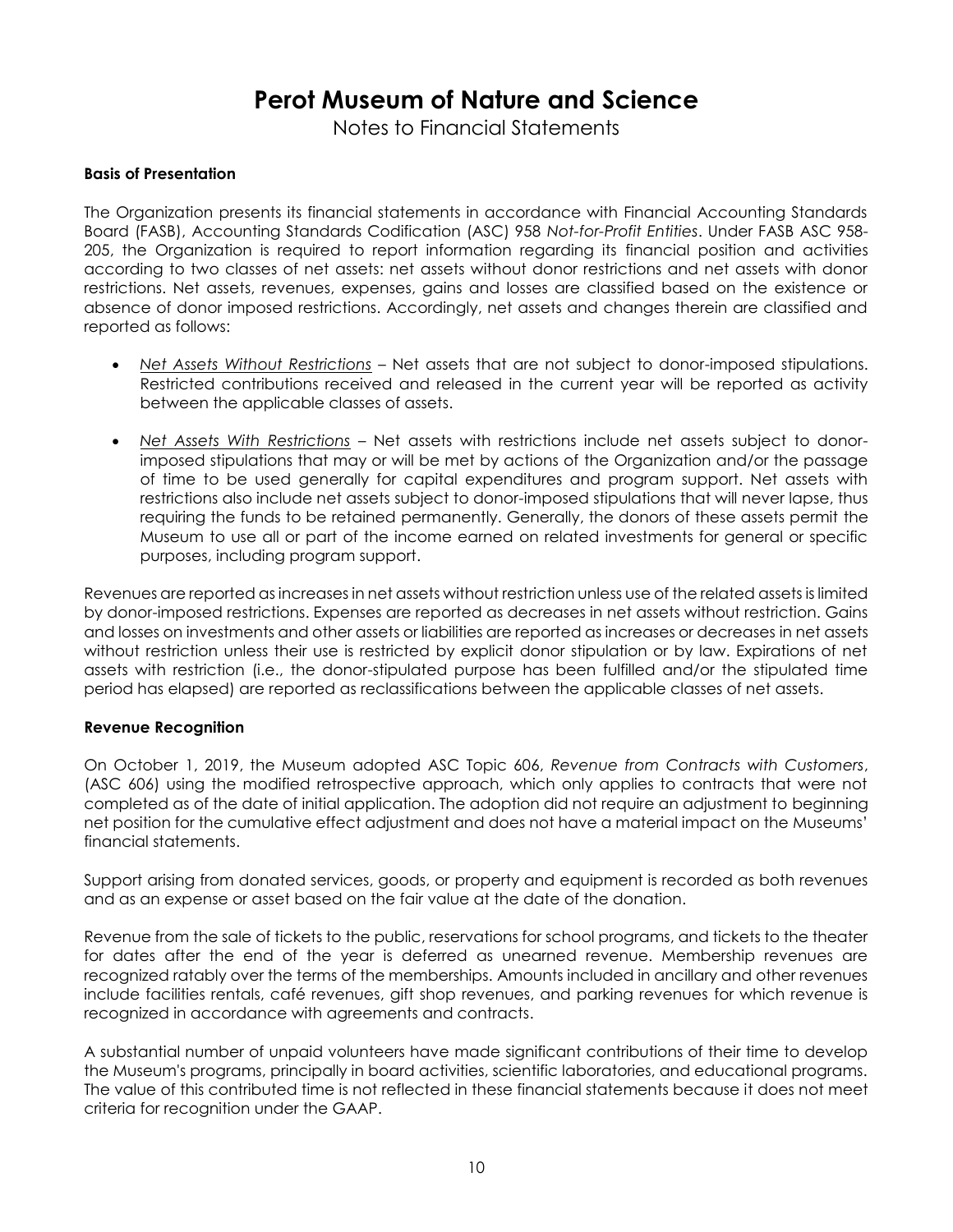# Perot Museum of Nature and Science

Notes to Financial Statements

**Basis of Presentation**

The Organization presents its financial statements in accordance with Financial Accounting Standards Board (FASB), Accounting Standards Codification (ASC) 958 *Not-for-Profit Entities*. Under FASB ASC 958-205, the Organization is required to report information regarding its financial position and activities according to two classes of net assets: net assets without donor restrictions and net assets with donor restrictions. Net assets, revenues, expenses, gains and losses are classified based on the existence or absence of donor imposed restrictions. Accordingly, net assets and changes therein are classified and reported as follows:

- *Net Assets Without Restrictions* – Net assets that are not subject to donor-imposed stipulations. Restricted contributions received and released in the current year will be reported as activity between the applicable classes of assets.
- *Net Assets With Restrictions* – Net assets with restrictions include net assets subject to donor-imposed stipulations that may or will be met by actions of the Organization and/or the passage of time to be used generally for capital expenditures and program support. Net assets with restrictions also include net assets subject to donor-imposed stipulations that will never lapse, thus requiring the funds to be retained permanently. Generally, the donors of these assets permit the Museum to use all or part of the income earned on related investments for general or specific purposes, including program support.

Revenues are reported as increases in net assets without restriction unless use of the related assets is limited by donor-imposed restrictions. Expenses are reported as decreases in net assets without restriction. Gains and losses on investments and other assets or liabilities are reported as increases or decreases in net assets without restriction unless their use is restricted by explicit donor stipulation or by law. Expirations of net assets with restriction (i.e., the donor-stipulated purpose has been fulfilled and/or the stipulated time period has elapsed) are reported as reclassifications between the applicable classes of net assets.

**Revenue Recognition**

On October 1, 2019, the Museum adopted ASC Topic 606, *Revenue from Contracts with Customers*, (ASC 606) using the modified retrospective approach, which only applies to contracts that were not completed as of the date of initial application. The adoption did not require an adjustment to beginning net position for the cumulative effect adjustment and does not have a material impact on the Museums' financial statements.

Support arising from donated services, goods, or property and equipment is recorded as both revenues and as an expense or asset based on the fair value at the date of the donation.

Revenue from the sale of tickets to the public, reservations for school programs, and tickets to the theater for dates after the end of the year is deferred as unearned revenue. Membership revenues are recognized ratably over the terms of the memberships. Amounts included in ancillary and other revenues include facilities rentals, café revenues, gift shop revenues, and parking revenues for which revenue is recognized in accordance with agreements and contracts.

A substantial number of unpaid volunteers have made significant contributions of their time to develop the Museum's programs, principally in board activities, scientific laboratories, and educational programs. The value of this contributed time is not reflected in these financial statements because it does not meet criteria for recognition under the GAAP.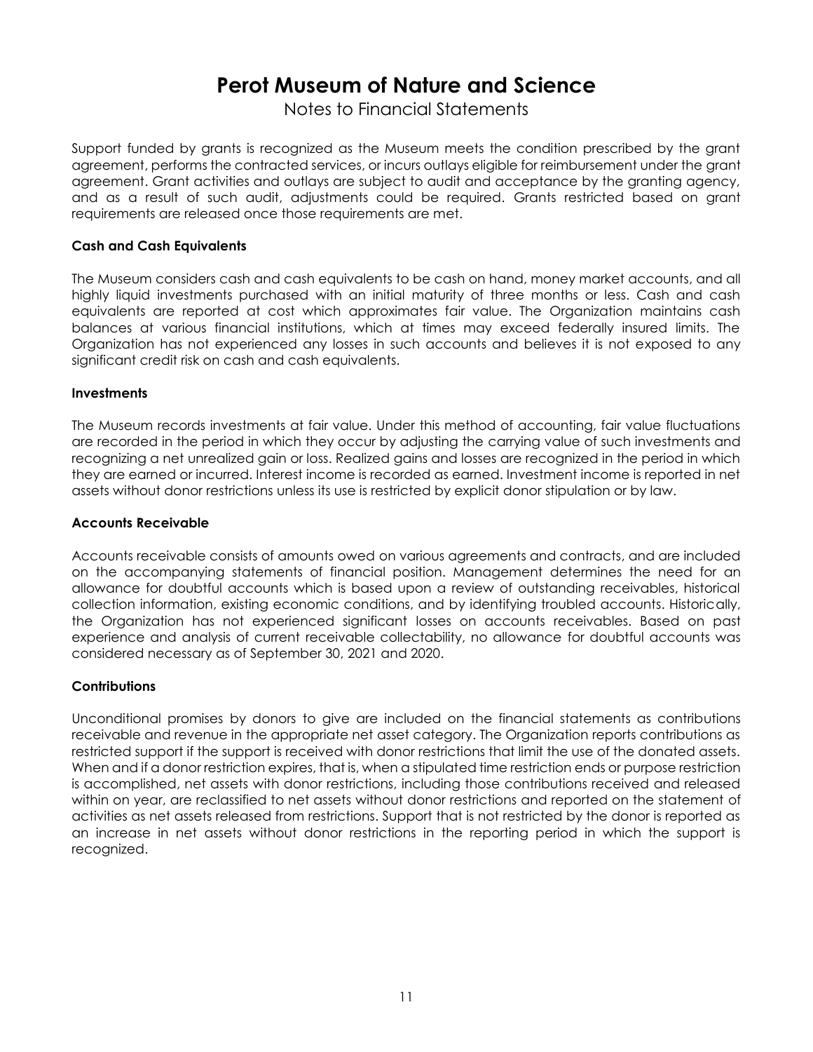Support funded by grants is recognized as the Museum meets the condition prescribed by the grant agreement, performs the contracted services, or incurs outlays eligible for reimbursement under the grant agreement. Grant activities and outlays are subject to audit and acceptance by the granting agency, and as a result of such audit, adjustments could be required. Grants restricted based on grant requirements are released once those requirements are met.

**Cash and Cash Equivalents**

The Museum considers cash and cash equivalents to be cash on hand, money market accounts, and all highly liquid investments purchased with an initial maturity of three months or less. Cash and cash equivalents are reported at cost which approximates fair value. The Organization maintains cash balances at various financial institutions, which at times may exceed federally insured limits. The Organization has not experienced any losses in such accounts and believes it is not exposed to any significant credit risk on cash and cash equivalents.

**Investments**

The Museum records investments at fair value. Under this method of accounting, fair value fluctuations are recorded in the period in which they occur by adjusting the carrying value of such investments and recognizing a net unrealized gain or loss. Realized gains and losses are recognized in the period in which they are earned or incurred. Interest income is recorded as earned. Investment income is reported in net assets without donor restrictions unless its use is restricted by explicit donor stipulation or by law.

**Accounts Receivable**

Accounts receivable consists of amounts owed on various agreements and contracts, and are included on the accompanying statements of financial position. Management determines the need for an allowance for doubtful accounts which is based upon a review of outstanding receivables, historical collection information, existing economic conditions, and by identifying troubled accounts. Historically, the Organization has not experienced significant losses on accounts receivables. Based on past experience and analysis of current receivable collectability, no allowance for doubtful accounts was considered necessary as of September 30, 2021 and 2020.

**Contributions**

Unconditional promises by donors to give are included on the financial statements as contributions receivable and revenue in the appropriate net asset category. The Organization reports contributions as restricted support if the support is received with donor restrictions that limit the use of the donated assets. When and if a donor restriction expires, that is, when a stipulated time restriction ends or purpose restriction is accomplished, net assets with donor restrictions, including those contributions received and released within on year, are reclassified to net assets without donor restrictions and reported on the statement of activities as net assets released from restrictions. Support that is not restricted by the donor is reported as an increase in net assets without donor restrictions in the reporting period in which the support is recognized.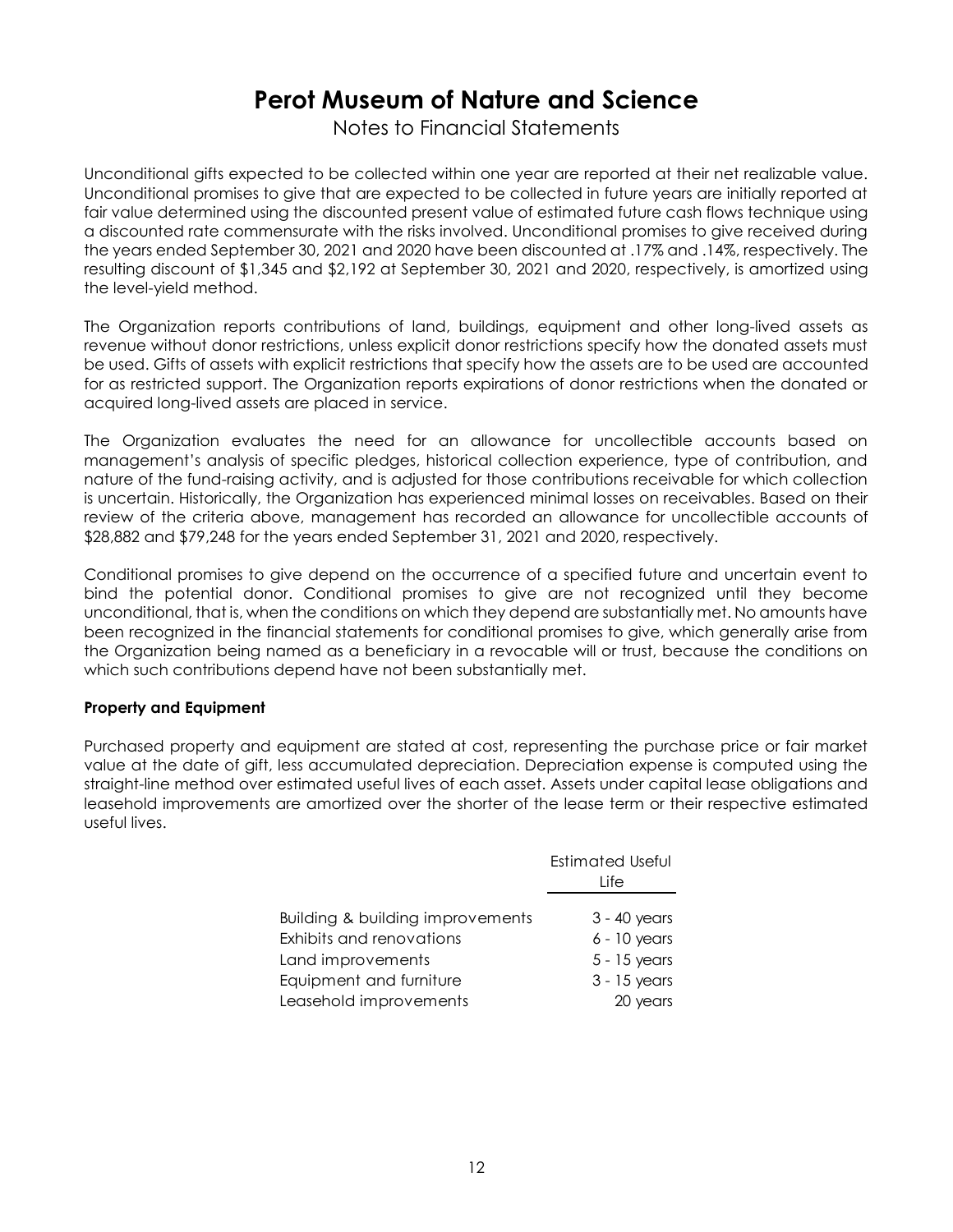# Perot Museum of Nature and Science

Notes to Financial Statements

Unconditional gifts expected to be collected within one year are reported at their net realizable value. Unconditional promises to give that are expected to be collected in future years are initially reported at fair value determined using the discounted present value of estimated future cash flows technique using a discounted rate commensurate with the risks involved. Unconditional promises to give received during the years ended September 30, 2021 and 2020 have been discounted at .17% and .14%, respectively. The resulting discount of $1,345 and $2,192 at September 30, 2021 and 2020, respectively, is amortized using the level-yield method.

The Organization reports contributions of land, buildings, equipment and other long-lived assets as revenue without donor restrictions, unless explicit donor restrictions specify how the donated assets must be used. Gifts of assets with explicit restrictions that specify how the assets are to be used are accounted for as restricted support. The Organization reports expirations of donor restrictions when the donated or acquired long-lived assets are placed in service.

The Organization evaluates the need for an allowance for uncollectible accounts based on management's analysis of specific pledges, historical collection experience, type of contribution, and nature of the fund-raising activity, and is adjusted for those contributions receivable for which collection is uncertain. Historically, the Organization has experienced minimal losses on receivables. Based on their review of the criteria above, management has recorded an allowance for uncollectible accounts of $28,882 and $79,248 for the years ended September 31, 2021 and 2020, respectively.

Conditional promises to give depend on the occurrence of a specified future and uncertain event to bind the potential donor. Conditional promises to give are not recognized until they become unconditional, that is, when the conditions on which they depend are substantially met. No amounts have been recognized in the financial statements for conditional promises to give, which generally arise from the Organization being named as a beneficiary in a revocable will or trust, because the conditions on which such contributions depend have not been substantially met.

**Property and Equipment**

Purchased property and equipment are stated at cost, representing the purchase price or fair market value at the date of gift, less accumulated depreciation. Depreciation expense is computed using the straight-line method over estimated useful lives of each asset. Assets under capital lease obligations and leasehold improvements are amortized over the shorter of the lease term or their respective estimated useful lives.

| | Estimated Useful Life |
|---|---|
| Building & building improvements | 3 - 40 years |
| Exhibits and renovations | 6 - 10 years |
| Land improvements | 5 - 15 years |
| Equipment and furniture | 3 - 15 years |
| Leasehold improvements | 20 years |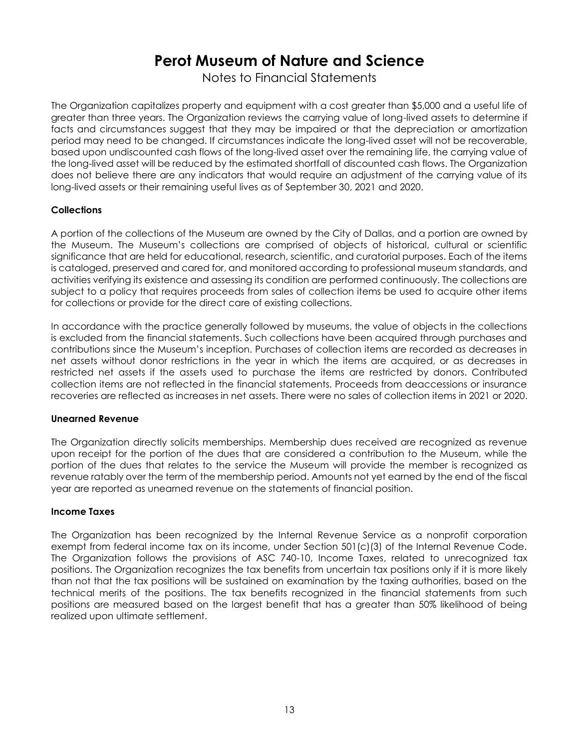The Organization capitalizes property and equipment with a cost greater than $5,000 and a useful life of greater than three years. The Organization reviews the carrying value of long-lived assets to determine if facts and circumstances suggest that they may be impaired or that the depreciation or amortization period may need to be changed. If circumstances indicate the long-lived asset will not be recoverable, based upon undiscounted cash flows of the long-lived asset over the remaining life, the carrying value of the long-lived asset will be reduced by the estimated shortfall of discounted cash flows. The Organization does not believe there are any indicators that would require an adjustment of the carrying value of its long-lived assets or their remaining useful lives as of September 30, 2021 and 2020.

**Collections**

A portion of the collections of the Museum are owned by the City of Dallas, and a portion are owned by the Museum. The Museum's collections are comprised of objects of historical, cultural or scientific significance that are held for educational, research, scientific, and curatorial purposes. Each of the items is cataloged, preserved and cared for, and monitored according to professional museum standards, and activities verifying its existence and assessing its condition are performed continuously. The collections are subject to a policy that requires proceeds from sales of collection items be used to acquire other items for collections or provide for the direct care of existing collections.

In accordance with the practice generally followed by museums, the value of objects in the collections is excluded from the financial statements. Such collections have been acquired through purchases and contributions since the Museum's inception. Purchases of collection items are recorded as decreases in net assets without donor restrictions in the year in which the items are acquired, or as decreases in restricted net assets if the assets used to purchase the items are restricted by donors. Contributed collection items are not reflected in the financial statements. Proceeds from deaccessions or insurance recoveries are reflected as increases in net assets. There were no sales of collection items in 2021 or 2020.

**Unearned Revenue**

The Organization directly solicits memberships. Membership dues received are recognized as revenue upon receipt for the portion of the dues that are considered a contribution to the Museum, while the portion of the dues that relates to the service the Museum will provide the member is recognized as revenue ratably over the term of the membership period. Amounts not yet earned by the end of the fiscal year are reported as unearned revenue on the statements of financial position.

**Income Taxes**

The Organization has been recognized by the Internal Revenue Service as a nonprofit corporation exempt from federal income tax on its income, under Section 501(c)(3) of the Internal Revenue Code. The Organization follows the provisions of ASC 740-10, Income Taxes, related to unrecognized tax positions. The Organization recognizes the tax benefits from uncertain tax positions only if it is more likely than not that the tax positions will be sustained on examination by the taxing authorities, based on the technical merits of the positions. The tax benefits recognized in the financial statements from such positions are measured based on the largest benefit that has a greater than 50% likelihood of being realized upon ultimate settlement.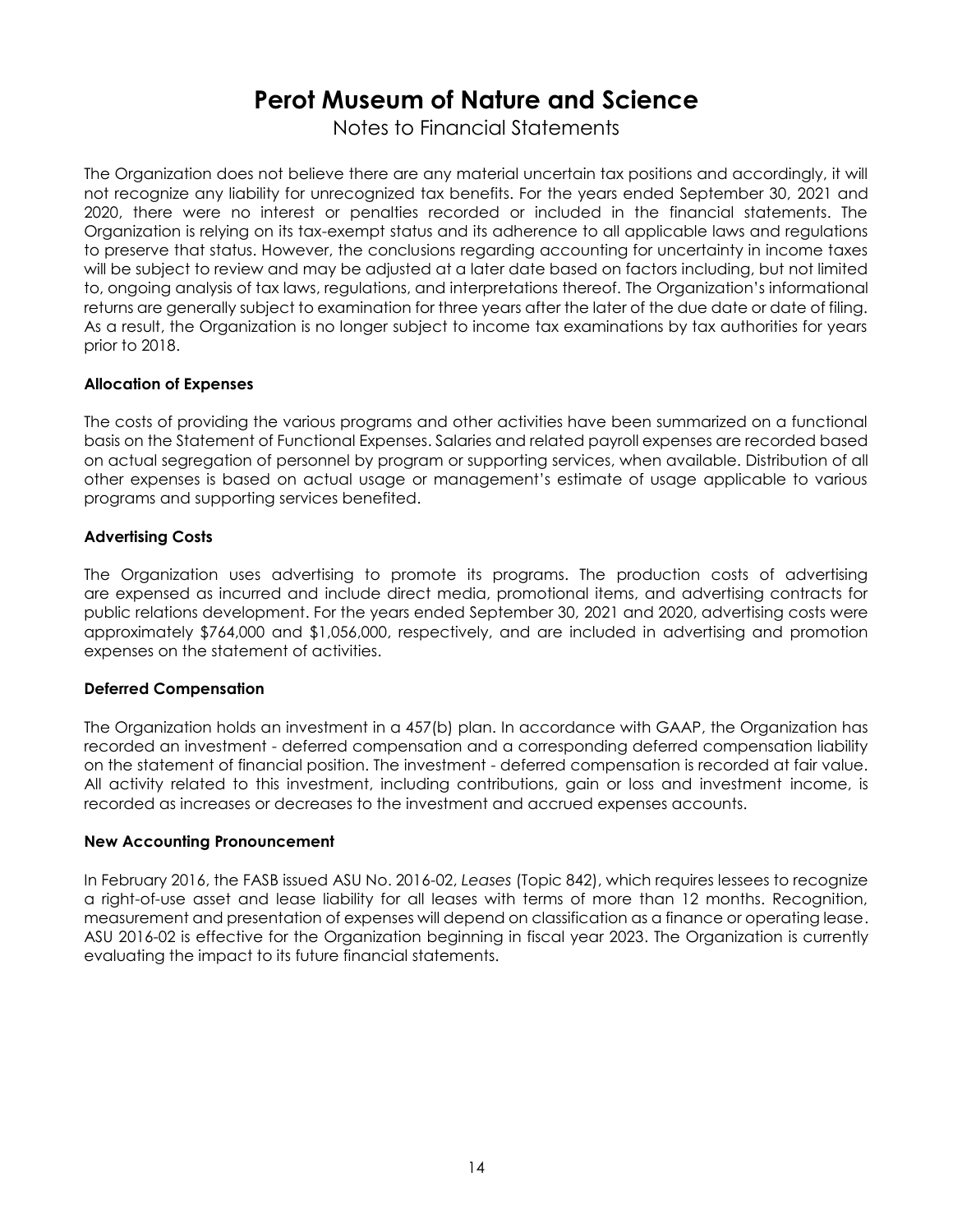The Organization does not believe there are any material uncertain tax positions and accordingly, it will not recognize any liability for unrecognized tax benefits. For the years ended September 30, 2021 and 2020, there were no interest or penalties recorded or included in the financial statements. The Organization is relying on its tax-exempt status and its adherence to all applicable laws and regulations to preserve that status. However, the conclusions regarding accounting for uncertainty in income taxes will be subject to review and may be adjusted at a later date based on factors including, but not limited to, ongoing analysis of tax laws, regulations, and interpretations thereof. The Organization's informational returns are generally subject to examination for three years after the later of the due date or date of filing. As a result, the Organization is no longer subject to income tax examinations by tax authorities for years prior to 2018.

**Allocation of Expenses**

The costs of providing the various programs and other activities have been summarized on a functional basis on the Statement of Functional Expenses. Salaries and related payroll expenses are recorded based on actual segregation of personnel by program or supporting services, when available. Distribution of all other expenses is based on actual usage or management's estimate of usage applicable to various programs and supporting services benefited.

**Advertising Costs**

The Organization uses advertising to promote its programs. The production costs of advertising are expensed as incurred and include direct media, promotional items, and advertising contracts for public relations development. For the years ended September 30, 2021 and 2020, advertising costs were approximately $764,000 and $1,056,000, respectively, and are included in advertising and promotion expenses on the statement of activities.

**Deferred Compensation**

The Organization holds an investment in a 457(b) plan. In accordance with GAAP, the Organization has recorded an investment - deferred compensation and a corresponding deferred compensation liability on the statement of financial position. The investment - deferred compensation is recorded at fair value. All activity related to this investment, including contributions, gain or loss and investment income, is recorded as increases or decreases to the investment and accrued expenses accounts.

**New Accounting Pronouncement**

In February 2016, the FASB issued ASU No. 2016-02, *Leases* (Topic 842), which requires lessees to recognize a right-of-use asset and lease liability for all leases with terms of more than 12 months. Recognition, measurement and presentation of expenses will depend on classification as a finance or operating lease. ASU 2016-02 is effective for the Organization beginning in fiscal year 2023. The Organization is currently evaluating the impact to its future financial statements.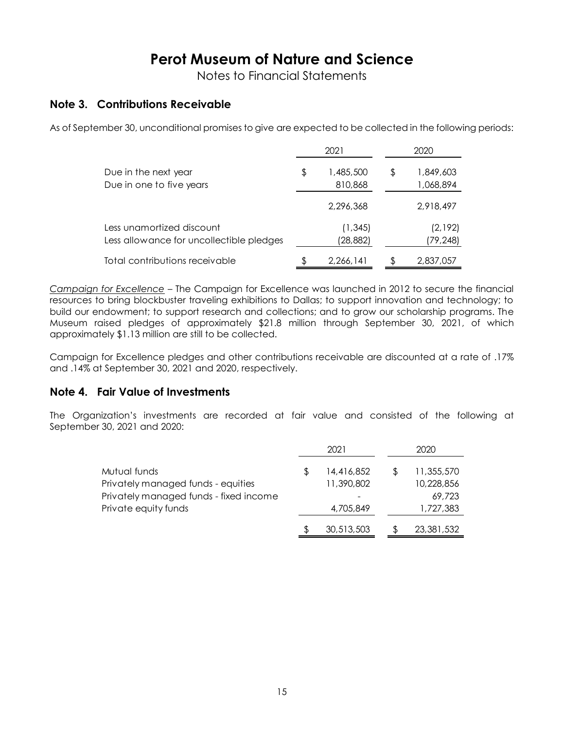# Perot Museum of Nature and Science

Notes to Financial Statements

## Note 3. Contributions Receivable

As of September 30, unconditional promises to give are expected to be collected in the following periods:

| | 2021 | 2020 |
|---|---|---|
| Due in the next year | $ 1,485,500 | $ 1,849,603 |
| Due in one to five years | 810,868 | 1,068,894 |
| | 2,296,368 | 2,918,497 |
| Less unamortized discount | (1,345) | (2,192) |
| Less allowance for uncollectible pledges | (28,882) | (79,248) |
| Total contributions receivable | $ 2,266,141 | $ 2,837,057 |

*Campaign for Excellence* – The Campaign for Excellence was launched in 2012 to secure the financial resources to bring blockbuster traveling exhibitions to Dallas; to support innovation and technology; to build our endowment; to support research and collections; and to grow our scholarship programs. The Museum raised pledges of approximately $21.8 million through September 30, 2021, of which approximately $1.13 million are still to be collected.

Campaign for Excellence pledges and other contributions receivable are discounted at a rate of .17% and .14% at September 30, 2021 and 2020, respectively.

## Note 4. Fair Value of Investments

The Organization's investments are recorded at fair value and consisted of the following at September 30, 2021 and 2020:

| | 2021 | 2020 |
|---|---|---|
| Mutual funds | $ 14,416,852 | $ 11,355,570 |
| Privately managed funds - equities | 11,390,802 | 10,228,856 |
| Privately managed funds - fixed income | - | 69,723 |
| Private equity funds | 4,705,849 | 1,727,383 |
| | $ 30,513,503 | $ 23,381,532 |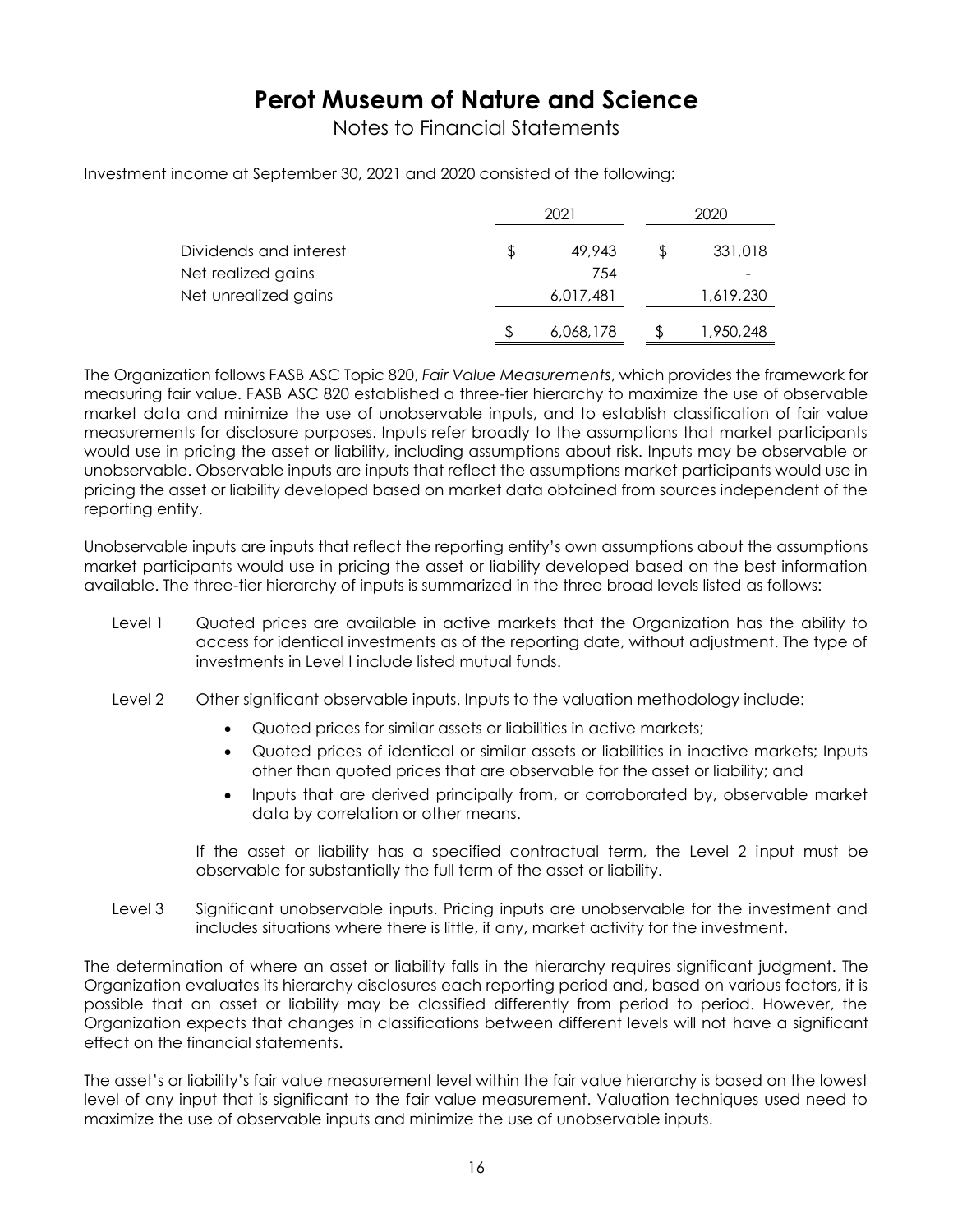# Perot Museum of Nature and Science

Notes to Financial Statements

Investment income at September 30, 2021 and 2020 consisted of the following:

| | 2021 | 2020 |
|---|---|---|
| Dividends and interest | $ 49,943 | $ 331,018 |
| Net realized gains | 754 | - |
| Net unrealized gains | 6,017,481 | 1,619,230 |
| | $ 6,068,178 | $ 1,950,248 |

The Organization follows FASB ASC Topic 820, *Fair Value Measurements*, which provides the framework for measuring fair value. FASB ASC 820 established a three-tier hierarchy to maximize the use of observable market data and minimize the use of unobservable inputs, and to establish classification of fair value measurements for disclosure purposes. Inputs refer broadly to the assumptions that market participants would use in pricing the asset or liability, including assumptions about risk. Inputs may be observable or unobservable. Observable inputs are inputs that reflect the assumptions market participants would use in pricing the asset or liability developed based on market data obtained from sources independent of the reporting entity.

Unobservable inputs are inputs that reflect the reporting entity's own assumptions about the assumptions market participants would use in pricing the asset or liability developed based on the best information available. The three-tier hierarchy of inputs is summarized in the three broad levels listed as follows:

Level 1 Quoted prices are available in active markets that the Organization has the ability to access for identical investments as of the reporting date, without adjustment. The type of investments in Level I include listed mutual funds.

Level 2 Other significant observable inputs. Inputs to the valuation methodology include:

- Quoted prices for similar assets or liabilities in active markets;
- Quoted prices of identical or similar assets or liabilities in inactive markets; Inputs other than quoted prices that are observable for the asset or liability; and
- Inputs that are derived principally from, or corroborated by, observable market data by correlation or other means.

If the asset or liability has a specified contractual term, the Level 2 input must be observable for substantially the full term of the asset or liability.

Level 3 Significant unobservable inputs. Pricing inputs are unobservable for the investment and includes situations where there is little, if any, market activity for the investment.

The determination of where an asset or liability falls in the hierarchy requires significant judgment. The Organization evaluates its hierarchy disclosures each reporting period and, based on various factors, it is possible that an asset or liability may be classified differently from period to period. However, the Organization expects that changes in classifications between different levels will not have a significant effect on the financial statements.

The asset's or liability's fair value measurement level within the fair value hierarchy is based on the lowest level of any input that is significant to the fair value measurement. Valuation techniques used need to maximize the use of observable inputs and minimize the use of unobservable inputs.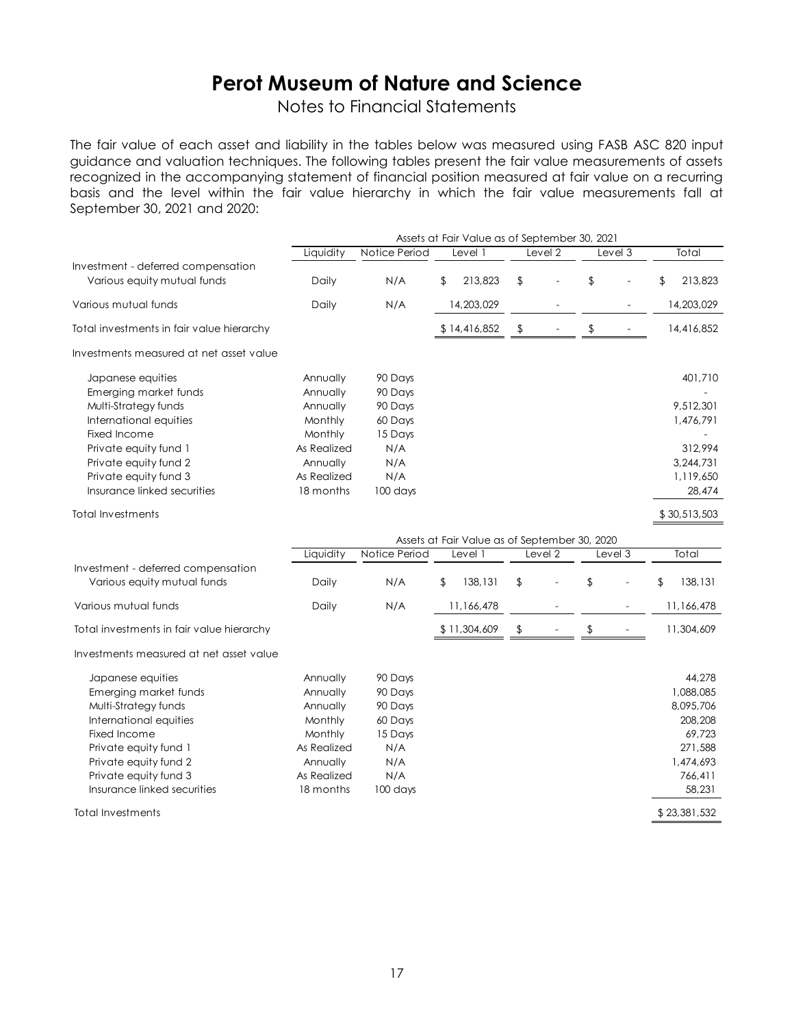# Perot Museum of Nature and Science

Notes to Financial Statements

The fair value of each asset and liability in the tables below was measured using FASB ASC 820 input guidance and valuation techniques. The following tables present the fair value measurements of assets recognized in the accompanying statement of financial position measured at fair value on a recurring basis and the level within the fair value hierarchy in which the fair value measurements fall at September 30, 2021 and 2020:

| | Assets at Fair Value as of September 30, 2021 | | | | | |
|---|---|---|---|---|---|---|
| | Liquidity | Notice Period | Level 1 | Level 2 | Level 3 | Total |
| Investment - deferred compensation | | | | | | |
| Various equity mutual funds | Daily | N/A | $ 213,823 | $ - | $ - | $ 213,823 |
| Various mutual funds | Daily | N/A | 14,203,029 | - | - | 14,203,029 |
| Total investments in fair value hierarchy | | | $ 14,416,852 | $ - | $ - | 14,416,852 |
| Investments measured at net asset value | | | | | | |
| Japanese equities | Annually | 90 Days | | | | 401,710 |
| Emerging market funds | Annually | 90 Days | | | | - |
| Multi-Strategy funds | Annually | 90 Days | | | | 9,512,301 |
| International equities | Monthly | 60 Days | | | | 1,476,791 |
| Fixed Income | Monthly | 15 Days | | | | - |
| Private equity fund 1 | As Realized | N/A | | | | 312,994 |
| Private equity fund 2 | Annually | N/A | | | | 3,244,731 |
| Private equity fund 3 | As Realized | N/A | | | | 1,119,650 |
| Insurance linked securities | 18 months | 100 days | | | | 28,474 |
| Total Investments | | | | | | $ 30,513,503 |

| | Assets at Fair Value as of September 30, 2020 | | | | | |
|---|---|---|---|---|---|---|
| | Liquidity | Notice Period | Level 1 | Level 2 | Level 3 | Total |
| Investment - deferred compensation | | | | | | |
| Various equity mutual funds | Daily | N/A | $ 138,131 | $ - | $ - | $ 138,131 |
| Various mutual funds | Daily | N/A | 11,166,478 | - | - | 11,166,478 |
| Total investments in fair value hierarchy | | | $ 11,304,609 | $ - | $ - | 11,304,609 |
| Investments measured at net asset value | | | | | | |
| Japanese equities | Annually | 90 Days | | | | 44,278 |
| Emerging market funds | Annually | 90 Days | | | | 1,088,085 |
| Multi-Strategy funds | Annually | 90 Days | | | | 8,095,706 |
| International equities | Monthly | 60 Days | | | | 208,208 |
| Fixed Income | Monthly | 15 Days | | | | 69,723 |
| Private equity fund 1 | As Realized | N/A | | | | 271,588 |
| Private equity fund 2 | Annually | N/A | | | | 1,474,693 |
| Private equity fund 3 | As Realized | N/A | | | | 766,411 |
| Insurance linked securities | 18 months | 100 days | | | | 58,231 |
| Total Investments | | | | | | $ 23,381,532 |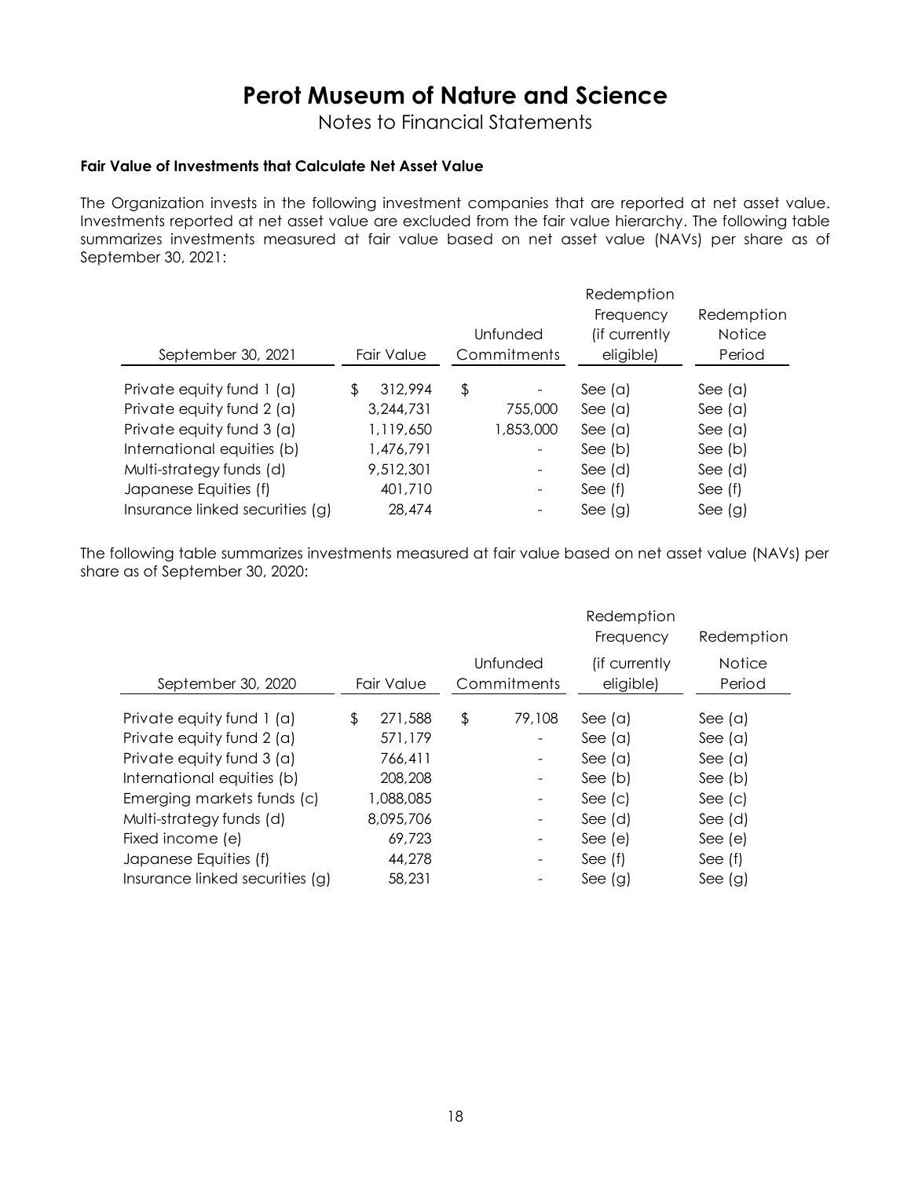# Perot Museum of Nature and Science

Notes to Financial Statements

**Fair Value of Investments that Calculate Net Asset Value**

The Organization invests in the following investment companies that are reported at net asset value. Investments reported at net asset value are excluded from the fair value hierarchy. The following table summarizes investments measured at fair value based on net asset value (NAVs) per share as of September 30, 2021:

| September 30, 2021 | Fair Value | Unfunded Commitments | Redemption Frequency (if currently eligible) | Redemption Notice Period |
|---|---|---|---|---|
| Private equity fund 1 (a) | $ 312,994 | $ - | See (a) | See (a) |
| Private equity fund 2 (a) | 3,244,731 | 755,000 | See (a) | See (a) |
| Private equity fund 3 (a) | 1,119,650 | 1,853,000 | See (a) | See (a) |
| International equities (b) | 1,476,791 | - | See (b) | See (b) |
| Multi-strategy funds (d) | 9,512,301 | - | See (d) | See (d) |
| Japanese Equities (f) | 401,710 | - | See (f) | See (f) |
| Insurance linked securities (g) | 28,474 | - | See (g) | See (g) |

The following table summarizes investments measured at fair value based on net asset value (NAVs) per share as of September 30, 2020:

| September 30, 2020 | Fair Value | Unfunded Commitments | Redemption Frequency (if currently eligible) | Redemption Notice Period |
|---|---|---|---|---|
| Private equity fund 1 (a) | $ 271,588 | $ 79,108 | See (a) | See (a) |
| Private equity fund 2 (a) | 571,179 | - | See (a) | See (a) |
| Private equity fund 3 (a) | 766,411 | - | See (a) | See (a) |
| International equities (b) | 208,208 | - | See (b) | See (b) |
| Emerging markets funds (c) | 1,088,085 | - | See (c) | See (c) |
| Multi-strategy funds (d) | 8,095,706 | - | See (d) | See (d) |
| Fixed income (e) | 69,723 | - | See (e) | See (e) |
| Japanese Equities (f) | 44,278 | - | See (f) | See (f) |
| Insurance linked securities (g) | 58,231 | - | See (g) | See (g) |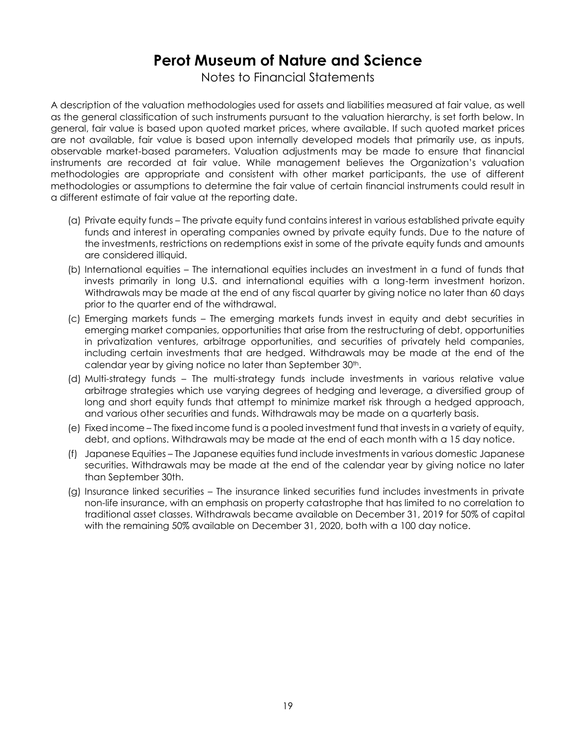A description of the valuation methodologies used for assets and liabilities measured at fair value, as well as the general classification of such instruments pursuant to the valuation hierarchy, is set forth below. In general, fair value is based upon quoted market prices, where available. If such quoted market prices are not available, fair value is based upon internally developed models that primarily use, as inputs, observable market-based parameters. Valuation adjustments may be made to ensure that financial instruments are recorded at fair value. While management believes the Organization's valuation methodologies are appropriate and consistent with other market participants, the use of different methodologies or assumptions to determine the fair value of certain financial instruments could result in a different estimate of fair value at the reporting date.

(a) Private equity funds – The private equity fund contains interest in various established private equity funds and interest in operating companies owned by private equity funds. Due to the nature of the investments, restrictions on redemptions exist in some of the private equity funds and amounts are considered illiquid.

(b) International equities – The international equities includes an investment in a fund of funds that invests primarily in long U.S. and international equities with a long-term investment horizon. Withdrawals may be made at the end of any fiscal quarter by giving notice no later than 60 days prior to the quarter end of the withdrawal.

(c) Emerging markets funds – The emerging markets funds invest in equity and debt securities in emerging market companies, opportunities that arise from the restructuring of debt, opportunities in privatization ventures, arbitrage opportunities, and securities of privately held companies, including certain investments that are hedged. Withdrawals may be made at the end of the calendar year by giving notice no later than September 30th.

(d) Multi-strategy funds – The multi-strategy funds include investments in various relative value arbitrage strategies which use varying degrees of hedging and leverage, a diversified group of long and short equity funds that attempt to minimize market risk through a hedged approach, and various other securities and funds. Withdrawals may be made on a quarterly basis.

(e) Fixed income – The fixed income fund is a pooled investment fund that invests in a variety of equity, debt, and options. Withdrawals may be made at the end of each month with a 15 day notice.

(f) Japanese Equities – The Japanese equities fund include investments in various domestic Japanese securities. Withdrawals may be made at the end of the calendar year by giving notice no later than September 30th.

(g) Insurance linked securities – The insurance linked securities fund includes investments in private non-life insurance, with an emphasis on property catastrophe that has limited to no correlation to traditional asset classes. Withdrawals became available on December 31, 2019 for 50% of capital with the remaining 50% available on December 31, 2020, both with a 100 day notice.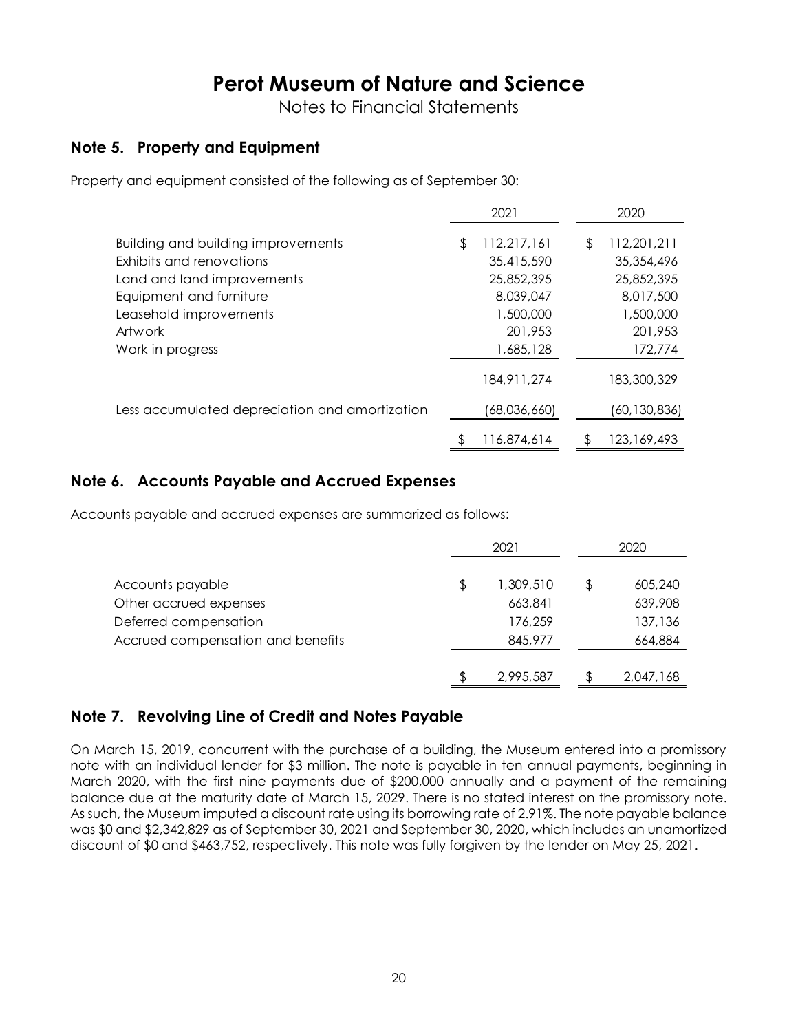# Perot Museum of Nature and Science

Notes to Financial Statements

## Note 5. Property and Equipment

Property and equipment consisted of the following as of September 30:

| | 2021 | 2020 |
|---|---|---|
| Building and building improvements | $ 112,217,161 | $ 112,201,211 |
| Exhibits and renovations | 35,415,590 | 35,354,496 |
| Land and land improvements | 25,852,395 | 25,852,395 |
| Equipment and furniture | 8,039,047 | 8,017,500 |
| Leasehold improvements | 1,500,000 | 1,500,000 |
| Artwork | 201,953 | 201,953 |
| Work in progress | 1,685,128 | 172,774 |
| | 184,911,274 | 183,300,329 |
| Less accumulated depreciation and amortization | (68,036,660) | (60,130,836) |
| | $ 116,874,614 | $ 123,169,493 |

## Note 6. Accounts Payable and Accrued Expenses

Accounts payable and accrued expenses are summarized as follows:

| | 2021 | 2020 |
|---|---|---|
| Accounts payable | $ 1,309,510 | $ 605,240 |
| Other accrued expenses | 663,841 | 639,908 |
| Deferred compensation | 176,259 | 137,136 |
| Accrued compensation and benefits | 845,977 | 664,884 |
| | $ 2,995,587 | $ 2,047,168 |

## Note 7. Revolving Line of Credit and Notes Payable

On March 15, 2019, concurrent with the purchase of a building, the Museum entered into a promissory note with an individual lender for $3 million. The note is payable in ten annual payments, beginning in March 2020, with the first nine payments due of $200,000 annually and a payment of the remaining balance due at the maturity date of March 15, 2029. There is no stated interest on the promissory note. As such, the Museum imputed a discount rate using its borrowing rate of 2.91%. The note payable balance was $0 and $2,342,829 as of September 30, 2021 and September 30, 2020, which includes an unamortized discount of $0 and $463,752, respectively. This note was fully forgiven by the lender on May 25, 2021.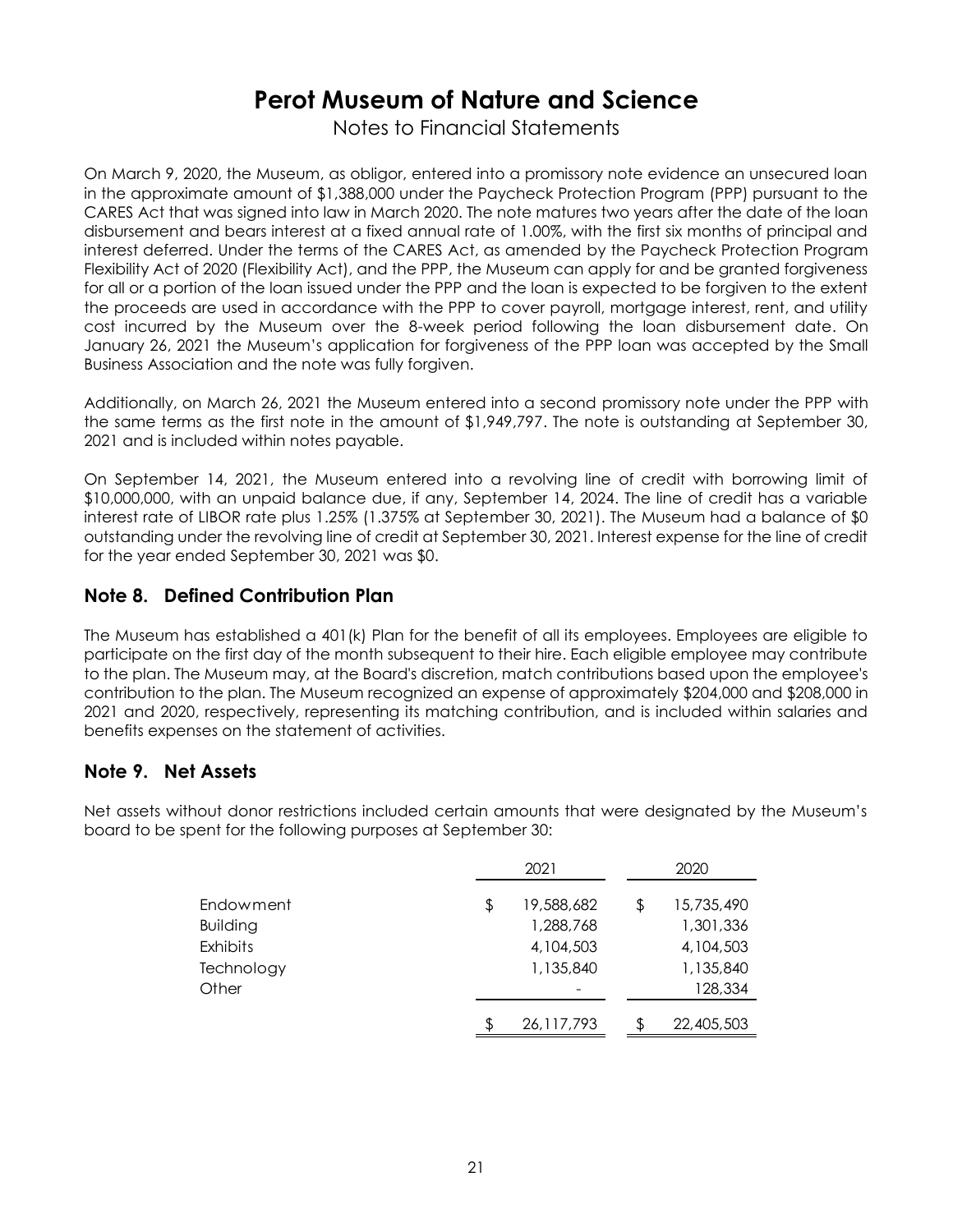On March 9, 2020, the Museum, as obligor, entered into a promissory note evidence an unsecured loan in the approximate amount of $1,388,000 under the Paycheck Protection Program (PPP) pursuant to the CARES Act that was signed into law in March 2020. The note matures two years after the date of the loan disbursement and bears interest at a fixed annual rate of 1.00%, with the first six months of principal and interest deferred. Under the terms of the CARES Act, as amended by the Paycheck Protection Program Flexibility Act of 2020 (Flexibility Act), and the PPP, the Museum can apply for and be granted forgiveness for all or a portion of the loan issued under the PPP and the loan is expected to be forgiven to the extent the proceeds are used in accordance with the PPP to cover payroll, mortgage interest, rent, and utility cost incurred by the Museum over the 8-week period following the loan disbursement date. On January 26, 2021 the Museum's application for forgiveness of the PPP loan was accepted by the Small Business Association and the note was fully forgiven.

Additionally, on March 26, 2021 the Museum entered into a second promissory note under the PPP with the same terms as the first note in the amount of $1,949,797. The note is outstanding at September 30, 2021 and is included within notes payable.

On September 14, 2021, the Museum entered into a revolving line of credit with borrowing limit of $10,000,000, with an unpaid balance due, if any, September 14, 2024. The line of credit has a variable interest rate of LIBOR rate plus 1.25% (1.375% at September 30, 2021). The Museum had a balance of $0 outstanding under the revolving line of credit at September 30, 2021. Interest expense for the line of credit for the year ended September 30, 2021 was $0.

## Note 8. Defined Contribution Plan

The Museum has established a 401(k) Plan for the benefit of all its employees. Employees are eligible to participate on the first day of the month subsequent to their hire. Each eligible employee may contribute to the plan. The Museum may, at the Board's discretion, match contributions based upon the employee's contribution to the plan. The Museum recognized an expense of approximately $204,000 and $208,000 in 2021 and 2020, respectively, representing its matching contribution, and is included within salaries and benefits expenses on the statement of activities.

## Note 9. Net Assets

Net assets without donor restrictions included certain amounts that were designated by the Museum's board to be spent for the following purposes at September 30:

| | 2021 | 2020 |
|---|---|---|
| Endowment | $ 19,588,682 | $ 15,735,490 |
| Building | 1,288,768 | 1,301,336 |
| Exhibits | 4,104,503 | 4,104,503 |
| Technology | 1,135,840 | 1,135,840 |
| Other | - | 128,334 |
| | $ 26,117,793 | $ 22,405,503 |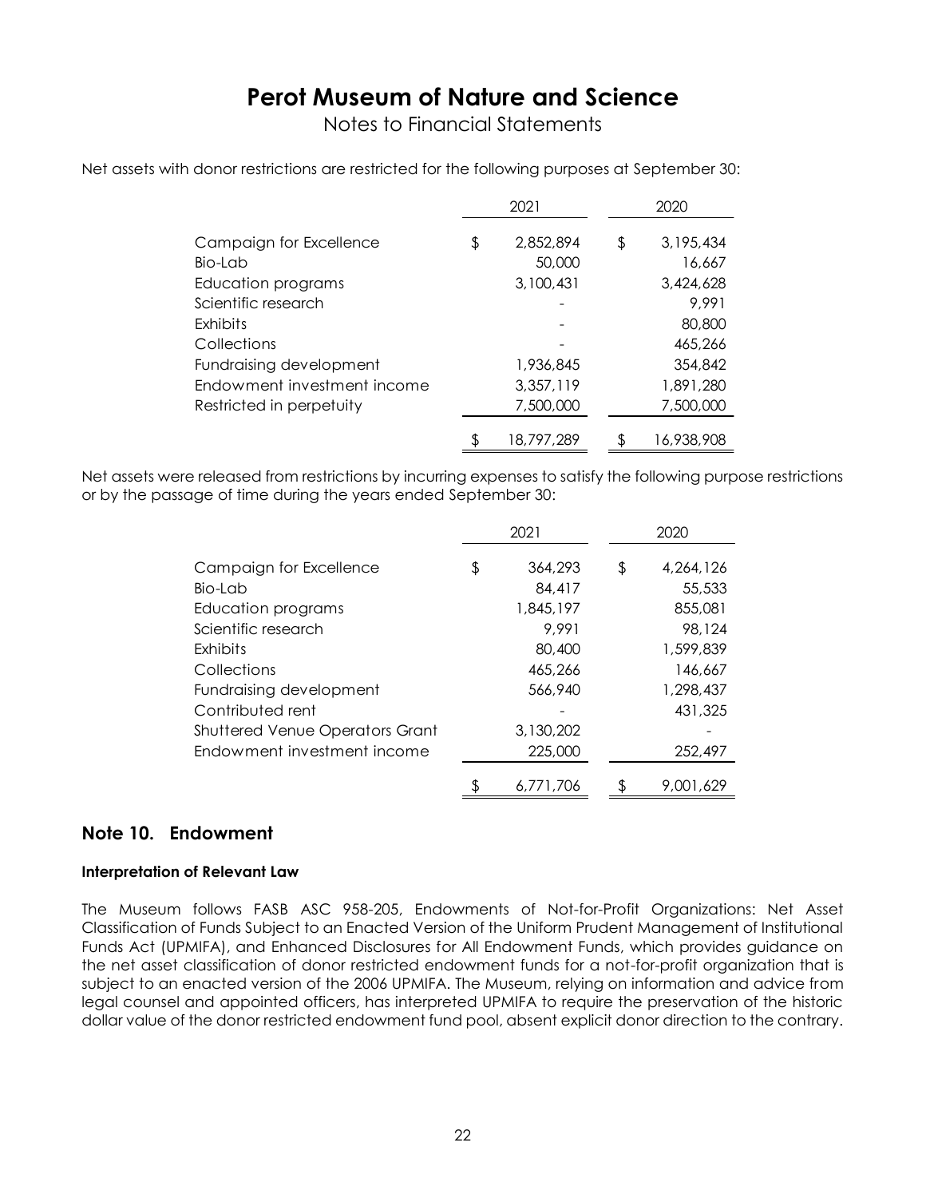# Perot Museum of Nature and Science

Notes to Financial Statements

Net assets with donor restrictions are restricted for the following purposes at September 30:

| | 2021 | 2020 |
|---|---|---|
| Campaign for Excellence | $ 2,852,894 | $ 3,195,434 |
| Bio-Lab | 50,000 | 16,667 |
| Education programs | 3,100,431 | 3,424,628 |
| Scientific research | - | 9,991 |
| Exhibits | - | 80,800 |
| Collections | - | 465,266 |
| Fundraising development | 1,936,845 | 354,842 |
| Endowment investment income | 3,357,119 | 1,891,280 |
| Restricted in perpetuity | 7,500,000 | 7,500,000 |
| | $ 18,797,289 | $ 16,938,908 |

Net assets were released from restrictions by incurring expenses to satisfy the following purpose restrictions or by the passage of time during the years ended September 30:

| | 2021 | 2020 |
|---|---|---|
| Campaign for Excellence | $ 364,293 | $ 4,264,126 |
| Bio-Lab | 84,417 | 55,533 |
| Education programs | 1,845,197 | 855,081 |
| Scientific research | 9,991 | 98,124 |
| Exhibits | 80,400 | 1,599,839 |
| Collections | 465,266 | 146,667 |
| Fundraising development | 566,940 | 1,298,437 |
| Contributed rent | - | 431,325 |
| Shuttered Venue Operators Grant | 3,130,202 | - |
| Endowment investment income | 225,000 | 252,497 |
| | $ 6,771,706 | $ 9,001,629 |

## Note 10. Endowment

**Interpretation of Relevant Law**

The Museum follows FASB ASC 958-205, Endowments of Not-for-Profit Organizations: Net Asset Classification of Funds Subject to an Enacted Version of the Uniform Prudent Management of Institutional Funds Act (UPMIFA), and Enhanced Disclosures for All Endowment Funds, which provides guidance on the net asset classification of donor restricted endowment funds for a not-for-profit organization that is subject to an enacted version of the 2006 UPMIFA. The Museum, relying on information and advice from legal counsel and appointed officers, has interpreted UPMIFA to require the preservation of the historic dollar value of the donor restricted endowment fund pool, absent explicit donor direction to the contrary.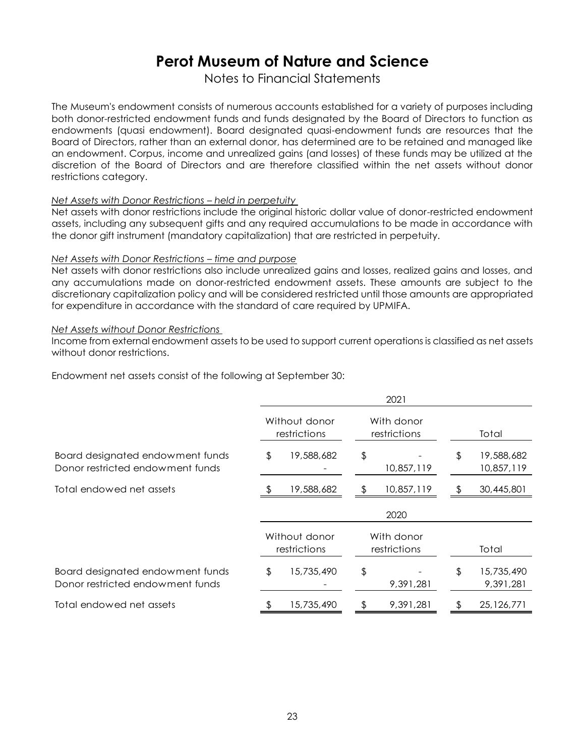# Perot Museum of Nature and Science

Notes to Financial Statements

The Museum's endowment consists of numerous accounts established for a variety of purposes including both donor-restricted endowment funds and funds designated by the Board of Directors to function as endowments (quasi endowment). Board designated quasi-endowment funds are resources that the Board of Directors, rather than an external donor, has determined are to be retained and managed like an endowment. Corpus, income and unrealized gains (and losses) of these funds may be utilized at the discretion of the Board of Directors and are therefore classified within the net assets without donor restrictions category.

*Net Assets with Donor Restrictions – held in perpetuity*

Net assets with donor restrictions include the original historic dollar value of donor-restricted endowment assets, including any subsequent gifts and any required accumulations to be made in accordance with the donor gift instrument (mandatory capitalization) that are restricted in perpetuity.

*Net Assets with Donor Restrictions – time and purpose*

Net assets with donor restrictions also include unrealized gains and losses, realized gains and losses, and any accumulations made on donor-restricted endowment assets. These amounts are subject to the discretionary capitalization policy and will be considered restricted until those amounts are appropriated for expenditure in accordance with the standard of care required by UPMIFA.

*Net Assets without Donor Restrictions*

Income from external endowment assets to be used to support current operations is classified as net assets without donor restrictions.

Endowment net assets consist of the following at September 30:

| | 2021 | | |
|---|---|---|---|
| | Without donor restrictions | With donor restrictions | Total |
| Board designated endowment funds | $ 19,588,682 | $ - | $ 19,588,682 |
| Donor restricted endowment funds | - | 10,857,119 | 10,857,119 |
| Total endowed net assets | $ 19,588,682 | $ 10,857,119 | $ 30,445,801 |

| | 2020 | | |
|---|---|---|---|
| | Without donor restrictions | With donor restrictions | Total |
| Board designated endowment funds | $ 15,735,490 | $ - | $ 15,735,490 |
| Donor restricted endowment funds | - | 9,391,281 | 9,391,281 |
| Total endowed net assets | $ 15,735,490 | $ 9,391,281 | $ 25,126,771 |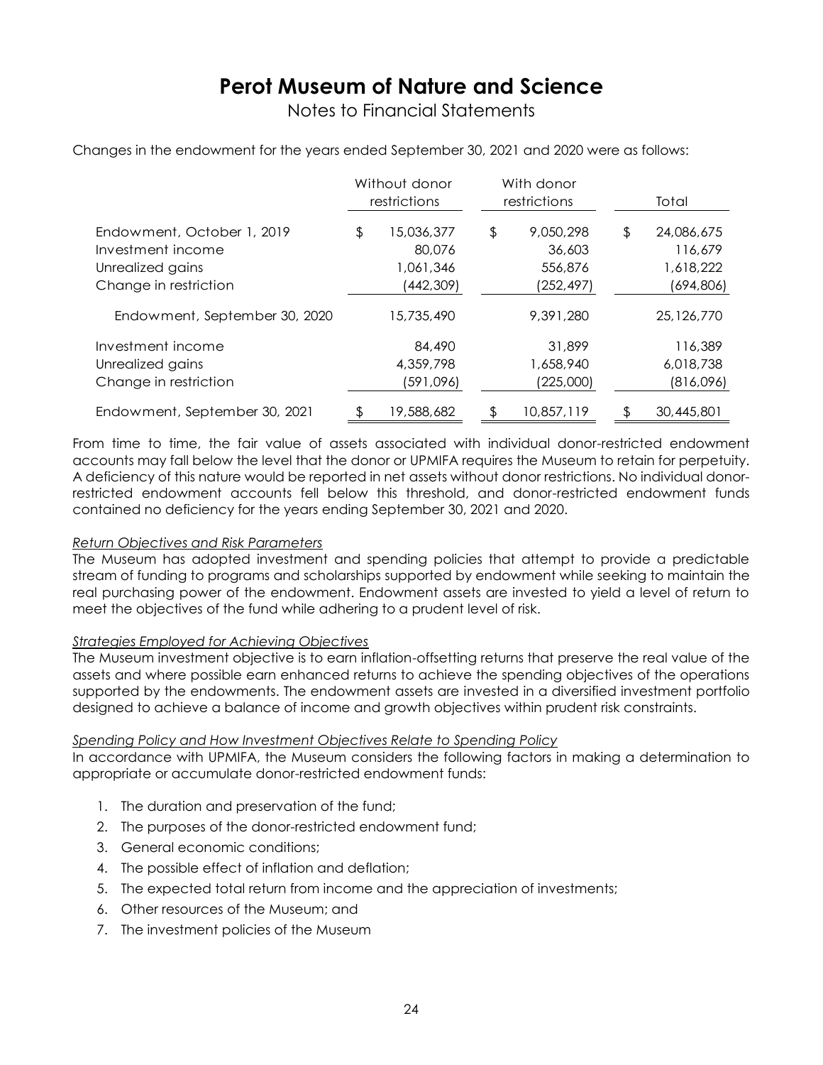# Perot Museum of Nature and Science

Notes to Financial Statements

Changes in the endowment for the years ended September 30, 2021 and 2020 were as follows:

| | Without donor restrictions | With donor restrictions | Total |
|---|---|---|---|
| Endowment, October 1, 2019 | $ 15,036,377 | $ 9,050,298 | $ 24,086,675 |
| Investment income | 80,076 | 36,603 | 116,679 |
| Unrealized gains | 1,061,346 | 556,876 | 1,618,222 |
| Change in restriction | (442,309) | (252,497) | (694,806) |
| Endowment, September 30, 2020 | 15,735,490 | 9,391,280 | 25,126,770 |
| Investment income | 84,490 | 31,899 | 116,389 |
| Unrealized gains | 4,359,798 | 1,658,940 | 6,018,738 |
| Change in restriction | (591,096) | (225,000) | (816,096) |
| Endowment, September 30, 2021 | $ 19,588,682 | $ 10,857,119 | $ 30,445,801 |

From time to time, the fair value of assets associated with individual donor-restricted endowment accounts may fall below the level that the donor or UPMIFA requires the Museum to retain for perpetuity. A deficiency of this nature would be reported in net assets without donor restrictions. No individual donor-restricted endowment accounts fell below this threshold, and donor-restricted endowment funds contained no deficiency for the years ending September 30, 2021 and 2020.

*Return Objectives and Risk Parameters*

The Museum has adopted investment and spending policies that attempt to provide a predictable stream of funding to programs and scholarships supported by endowment while seeking to maintain the real purchasing power of the endowment. Endowment assets are invested to yield a level of return to meet the objectives of the fund while adhering to a prudent level of risk.

*Strategies Employed for Achieving Objectives*

The Museum investment objective is to earn inflation-offsetting returns that preserve the real value of the assets and where possible earn enhanced returns to achieve the spending objectives of the operations supported by the endowments. The endowment assets are invested in a diversified investment portfolio designed to achieve a balance of income and growth objectives within prudent risk constraints.

*Spending Policy and How Investment Objectives Relate to Spending Policy*

In accordance with UPMIFA, the Museum considers the following factors in making a determination to appropriate or accumulate donor-restricted endowment funds:

1. The duration and preservation of the fund;
2. The purposes of the donor-restricted endowment fund;
3. General economic conditions;
4. The possible effect of inflation and deflation;
5. The expected total return from income and the appreciation of investments;
6. Other resources of the Museum; and
7. The investment policies of the Museum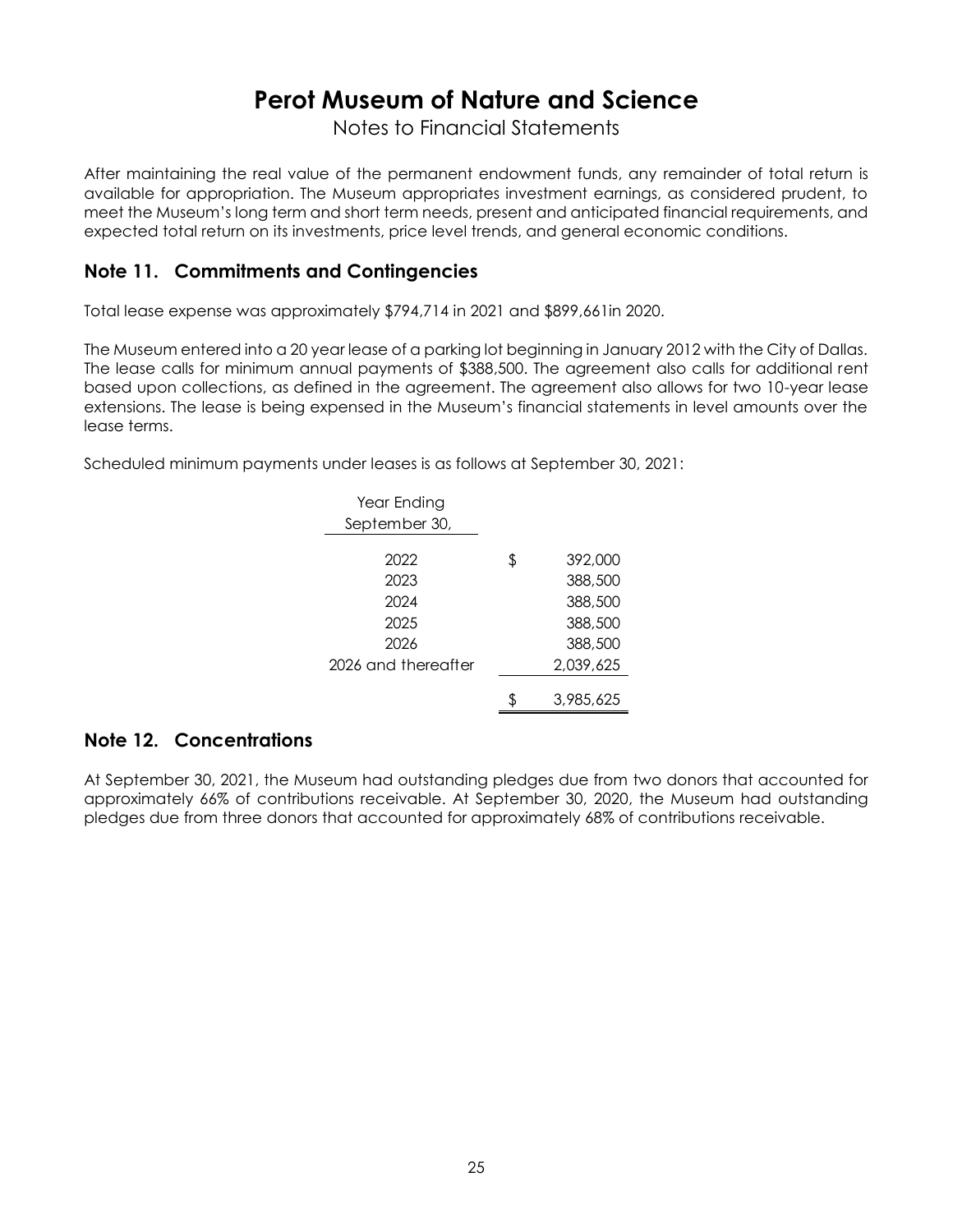# Perot Museum of Nature and Science

Notes to Financial Statements

After maintaining the real value of the permanent endowment funds, any remainder of total return is available for appropriation. The Museum appropriates investment earnings, as considered prudent, to meet the Museum's long term and short term needs, present and anticipated financial requirements, and expected total return on its investments, price level trends, and general economic conditions.

## Note 11. Commitments and Contingencies

Total lease expense was approximately $794,714 in 2021 and $899,661in 2020.

The Museum entered into a 20 year lease of a parking lot beginning in January 2012 with the City of Dallas. The lease calls for minimum annual payments of $388,500. The agreement also calls for additional rent based upon collections, as defined in the agreement. The agreement also allows for two 10-year lease extensions. The lease is being expensed in the Museum's financial statements in level amounts over the lease terms.

Scheduled minimum payments under leases is as follows at September 30, 2021:

| Year Ending September 30, | |
|---|---|
| 2022 | $ 392,000 |
| 2023 | 388,500 |
| 2024 | 388,500 |
| 2025 | 388,500 |
| 2026 | 388,500 |
| 2026 and thereafter | 2,039,625 |
| | $ 3,985,625 |

## Note 12. Concentrations

At September 30, 2021, the Museum had outstanding pledges due from two donors that accounted for approximately 66% of contributions receivable. At September 30, 2020, the Museum had outstanding pledges due from three donors that accounted for approximately 68% of contributions receivable.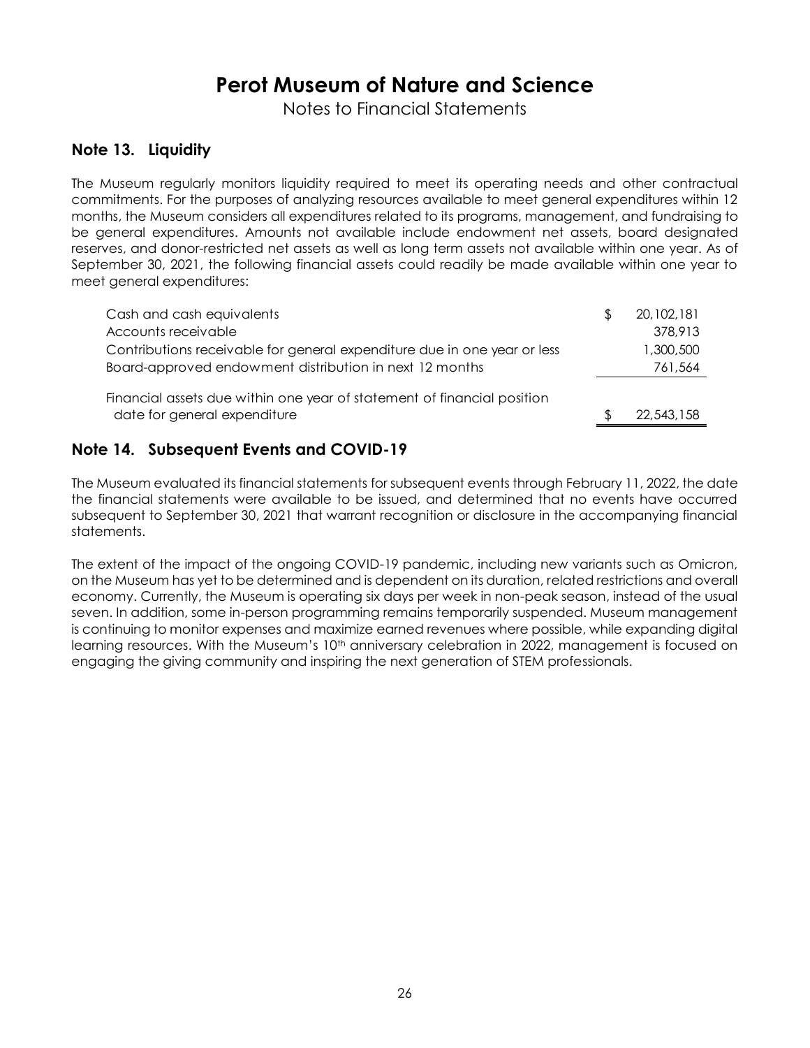# Perot Museum of Nature and Science

Notes to Financial Statements

## Note 13. Liquidity

The Museum regularly monitors liquidity required to meet its operating needs and other contractual commitments. For the purposes of analyzing resources available to meet general expenditures within 12 months, the Museum considers all expenditures related to its programs, management, and fundraising to be general expenditures. Amounts not available include endowment net assets, board designated reserves, and donor-restricted net assets as well as long term assets not available within one year. As of September 30, 2021, the following financial assets could readily be made available within one year to meet general expenditures:

| | |
|---|---|
| Cash and cash equivalents | $ 20,102,181 |
| Accounts receivable | 378,913 |
| Contributions receivable for general expenditure due in one year or less | 1,300,500 |
| Board-approved endowment distribution in next 12 months | 761,564 |
| Financial assets due within one year of statement of financial position date for general expenditure | $ 22,543,158 |

## Note 14. Subsequent Events and COVID-19

The Museum evaluated its financial statements for subsequent events through February 11, 2022, the date the financial statements were available to be issued, and determined that no events have occurred subsequent to September 30, 2021 that warrant recognition or disclosure in the accompanying financial statements.

The extent of the impact of the ongoing COVID-19 pandemic, including new variants such as Omicron, on the Museum has yet to be determined and is dependent on its duration, related restrictions and overall economy. Currently, the Museum is operating six days per week in non-peak season, instead of the usual seven. In addition, some in-person programming remains temporarily suspended. Museum management is continuing to monitor expenses and maximize earned revenues where possible, while expanding digital learning resources. With the Museum's 10th anniversary celebration in 2022, management is focused on engaging the giving community and inspiring the next generation of STEM professionals.